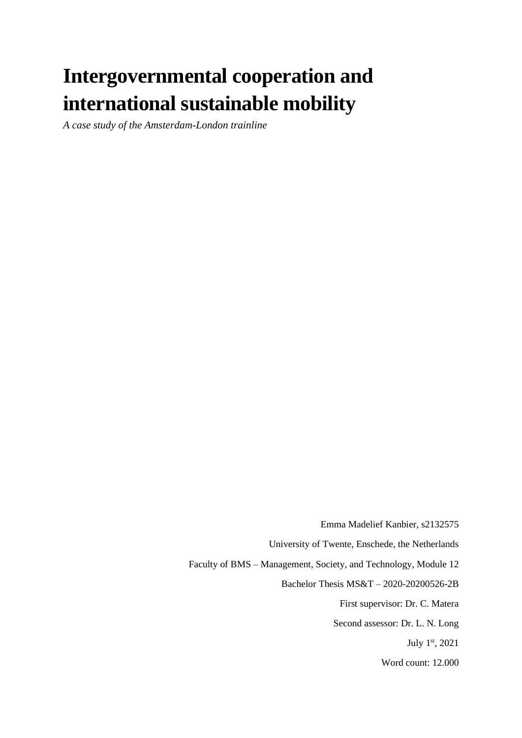# Intergovernmental cooperation and international sustainable mobility

*A case study of the Amsterdam-London trainline*

Emma Madelief Kanbier, s2132575

University of Twente, Enschede, the Netherlands

Faculty of BMS – Management, Society, and Technology, Module 12

Bachelor Thesis MS&T – 2020-20200526-2B

First supervisor: Dr. C. Matera

Second assessor: Dr. L. N. Long

July 1st, 2021

Word count: 12.000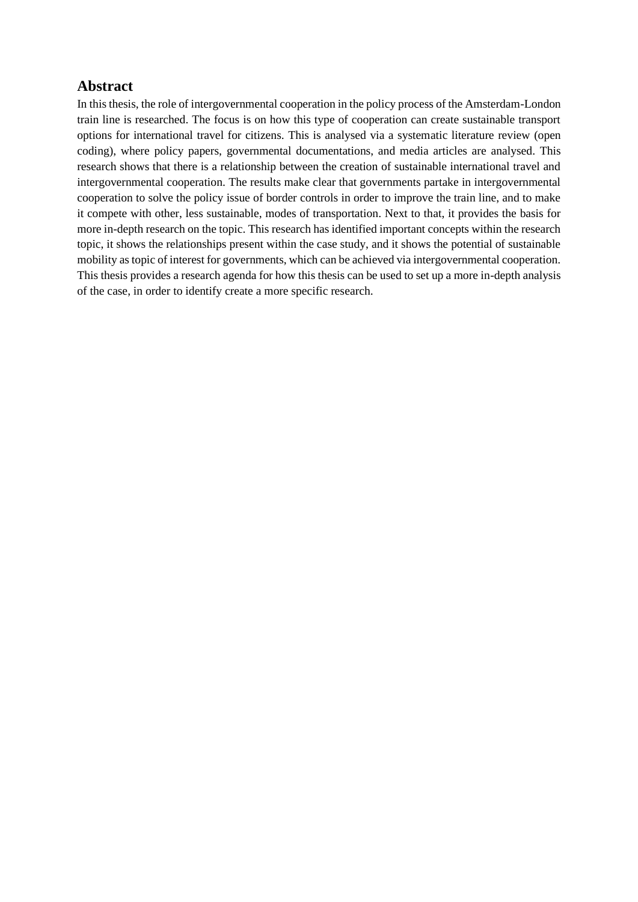## Abstract

In this thesis, the role of intergovernmental cooperation in the policy process of the Amsterdam-London train line is researched. The focus is on how this type of cooperation can create sustainable transport options for international travel for citizens. This is analysed via a systematic literature review (open coding), where policy papers, governmental documentations, and media articles are analysed. This research shows that there is a relationship between the creation of sustainable international travel and intergovernmental cooperation. The results make clear that governments partake in intergovernmental cooperation to solve the policy issue of border controls in order to improve the train line, and to make it compete with other, less sustainable, modes of transportation. Next to that, it provides the basis for more in-depth research on the topic. This research has identified important concepts within the research topic, it shows the relationships present within the case study, and it shows the potential of sustainable mobility as topic of interest for governments, which can be achieved via intergovernmental cooperation. This thesis provides a research agenda for how this thesis can be used to set up a more in-depth analysis of the case, in order to identify create a more specific research.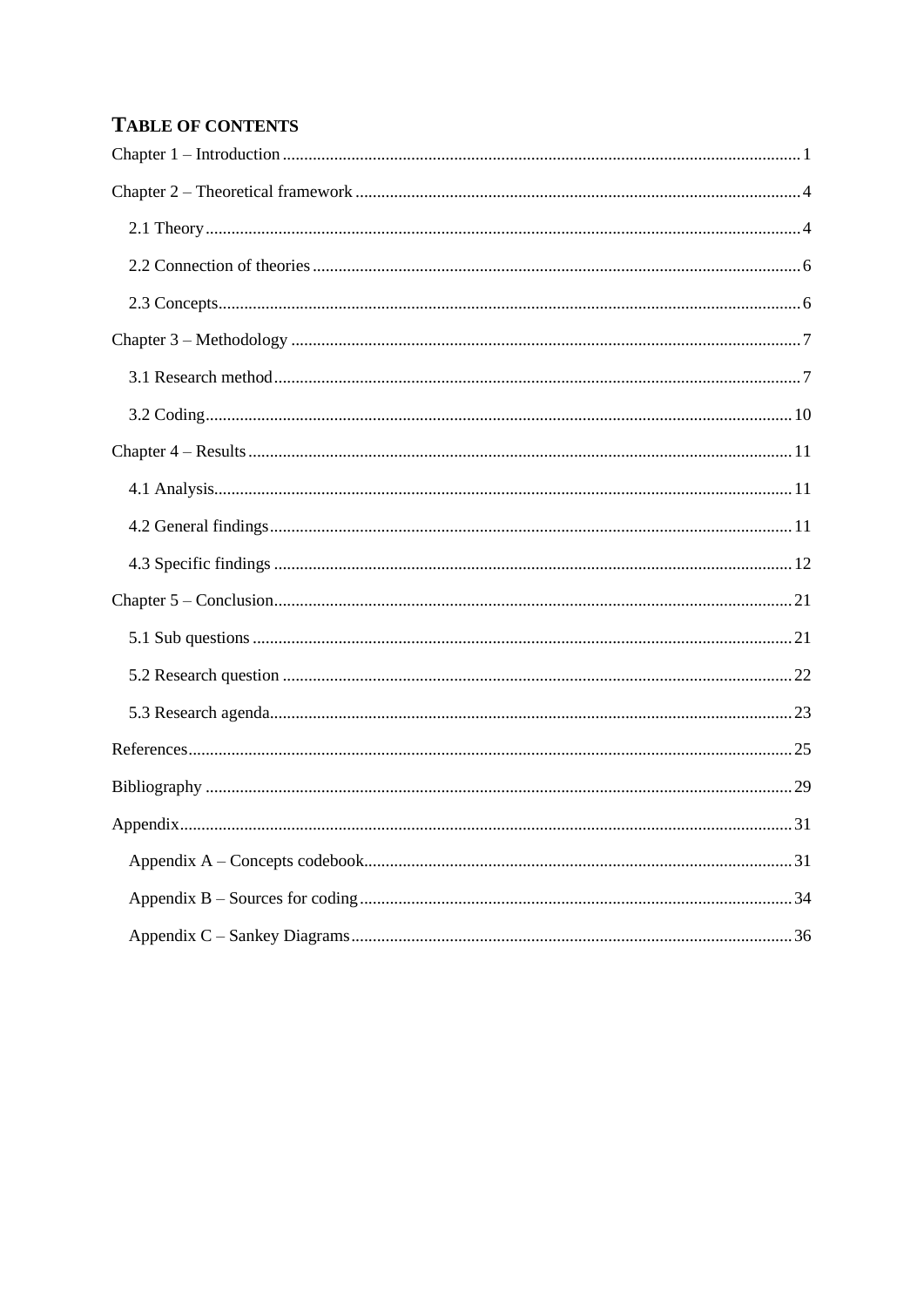# Table of contents

Chapter 1 – Introduction ........ 1

Chapter 2 – Theoretical framework ........ 4

- 2.1 Theory ........ 4
- 2.2 Connection of theories ........ 6
- 2.3 Concepts ........ 6

Chapter 3 – Methodology ........ 7

- 3.1 Research method ........ 7
- 3.2 Coding ........ 10

Chapter 4 – Results ........ 11

- 4.1 Analysis ........ 11
- 4.2 General findings ........ 11
- 4.3 Specific findings ........ 12

Chapter 5 – Conclusion ........ 21

- 5.1 Sub questions ........ 21
- 5.2 Research question ........ 22
- 5.3 Research agenda ........ 23

References ........ 25

Bibliography ........ 29

Appendix ........ 31

- Appendix A – Concepts codebook ........ 31
- Appendix B – Sources for coding ........ 34
- Appendix C – Sankey Diagrams ........ 36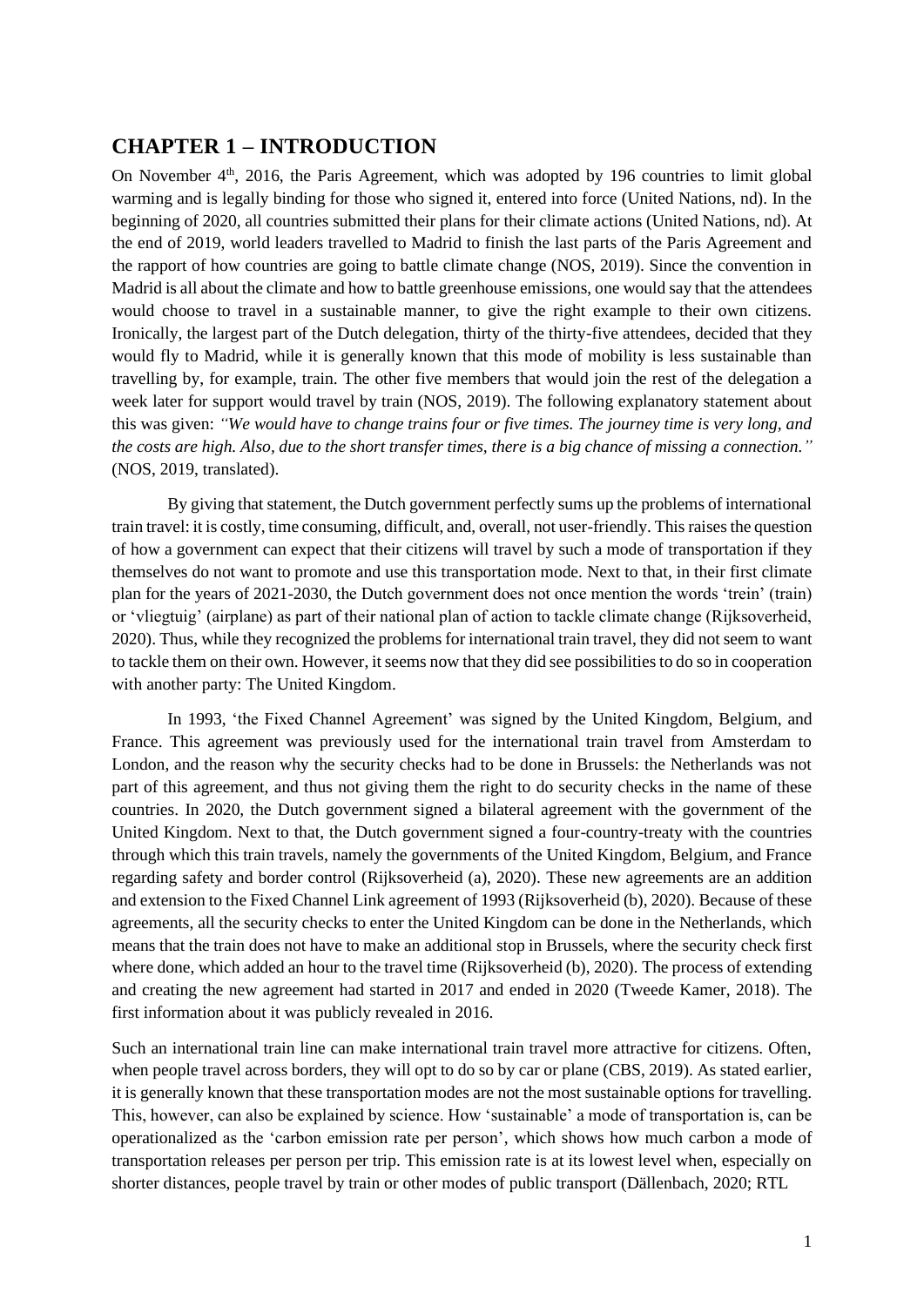## CHAPTER 1 – INTRODUCTION

On November 4th, 2016, the Paris Agreement, which was adopted by 196 countries to limit global warming and is legally binding for those who signed it, entered into force (United Nations, nd). In the beginning of 2020, all countries submitted their plans for their climate actions (United Nations, nd). At the end of 2019, world leaders travelled to Madrid to finish the last parts of the Paris Agreement and the rapport of how countries are going to battle climate change (NOS, 2019). Since the convention in Madrid is all about the climate and how to battle greenhouse emissions, one would say that the attendees would choose to travel in a sustainable manner, to give the right example to their own citizens. Ironically, the largest part of the Dutch delegation, thirty of the thirty-five attendees, decided that they would fly to Madrid, while it is generally known that this mode of mobility is less sustainable than travelling by, for example, train. The other five members that would join the rest of the delegation a week later for support would travel by train (NOS, 2019). The following explanatory statement about this was given: *"We would have to change trains four or five times. The journey time is very long, and the costs are high. Also, due to the short transfer times, there is a big chance of missing a connection."* (NOS, 2019, translated).

By giving that statement, the Dutch government perfectly sums up the problems of international train travel: it is costly, time consuming, difficult, and, overall, not user-friendly. This raises the question of how a government can expect that their citizens will travel by such a mode of transportation if they themselves do not want to promote and use this transportation mode. Next to that, in their first climate plan for the years of 2021-2030, the Dutch government does not once mention the words 'trein' (train) or 'vliegtuig' (airplane) as part of their national plan of action to tackle climate change (Rijksoverheid, 2020). Thus, while they recognized the problems for international train travel, they did not seem to want to tackle them on their own. However, it seems now that they did see possibilities to do so in cooperation with another party: The United Kingdom.

In 1993, 'the Fixed Channel Agreement' was signed by the United Kingdom, Belgium, and France. This agreement was previously used for the international train travel from Amsterdam to London, and the reason why the security checks had to be done in Brussels: the Netherlands was not part of this agreement, and thus not giving them the right to do security checks in the name of these countries. In 2020, the Dutch government signed a bilateral agreement with the government of the United Kingdom. Next to that, the Dutch government signed a four-country-treaty with the countries through which this train travels, namely the governments of the United Kingdom, Belgium, and France regarding safety and border control (Rijksoverheid (a), 2020). These new agreements are an addition and extension to the Fixed Channel Link agreement of 1993 (Rijksoverheid (b), 2020). Because of these agreements, all the security checks to enter the United Kingdom can be done in the Netherlands, which means that the train does not have to make an additional stop in Brussels, where the security check first where done, which added an hour to the travel time (Rijksoverheid (b), 2020). The process of extending and creating the new agreement had started in 2017 and ended in 2020 (Tweede Kamer, 2018). The first information about it was publicly revealed in 2016.

Such an international train line can make international train travel more attractive for citizens. Often, when people travel across borders, they will opt to do so by car or plane (CBS, 2019). As stated earlier, it is generally known that these transportation modes are not the most sustainable options for travelling. This, however, can also be explained by science. How 'sustainable' a mode of transportation is, can be operationalized as the 'carbon emission rate per person', which shows how much carbon a mode of transportation releases per person per trip. This emission rate is at its lowest level when, especially on shorter distances, people travel by train or other modes of public transport (Dällenbach, 2020; RTL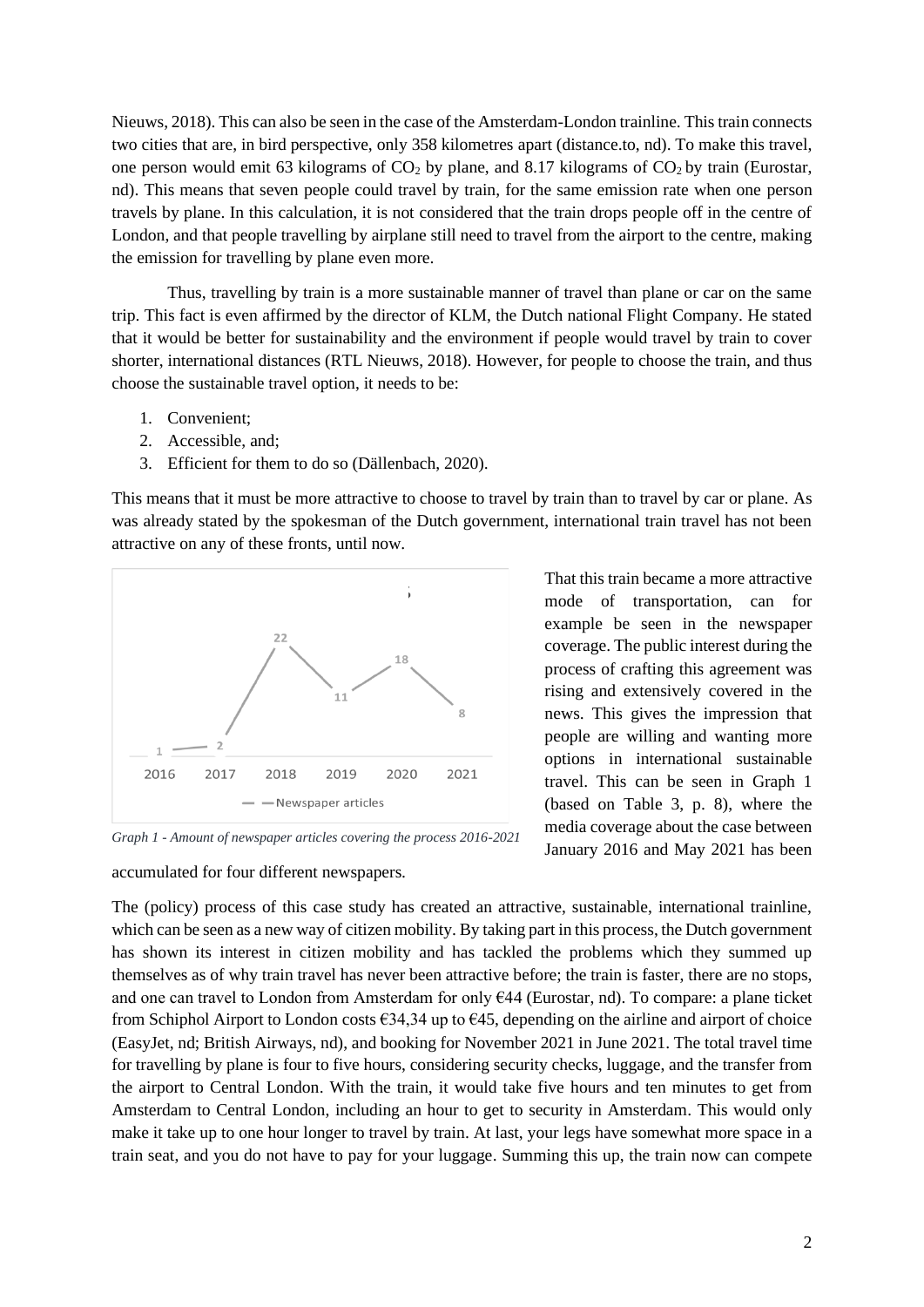Nieuws, 2018). This can also be seen in the case of the Amsterdam-London trainline. This train connects two cities that are, in bird perspective, only 358 kilometres apart (distance.to, nd). To make this travel, one person would emit 63 kilograms of $CO_2$ by plane, and 8.17 kilograms of $CO_2$ by train (Eurostar, nd). This means that seven people could travel by train, for the same emission rate when one person travels by plane. In this calculation, it is not considered that the train drops people off in the centre of London, and that people travelling by airplane still need to travel from the airport to the centre, making the emission for travelling by plane even more.

Thus, travelling by train is a more sustainable manner of travel than plane or car on the same trip. This fact is even affirmed by the director of KLM, the Dutch national Flight Company. He stated that it would be better for sustainability and the environment if people would travel by train to cover shorter, international distances (RTL Nieuws, 2018). However, for people to choose the train, and thus choose the sustainable travel option, it needs to be:

1. Convenient;
2. Accessible, and;
3. Efficient for them to do so (Dällenbach, 2020).

This means that it must be more attractive to choose to travel by train than to travel by car or plane. As was already stated by the spokesman of the Dutch government, international train travel has not been attractive on any of these fronts, until now.

| | 2016 | 2017 | 2018 | 2019 | 2020 | 2021 |
|---|---|---|---|---|---|---|
| Newspaper articles | 1 | 2 | 22 | 11 | 18 | 8 |

*Graph 1 - Amount of newspaper articles covering the process 2016-2021*

That this train became a more attractive mode of transportation, can for example be seen in the newspaper coverage. The public interest during the process of crafting this agreement was rising and extensively covered in the news. This gives the impression that people are willing and wanting more options in international sustainable travel. This can be seen in Graph 1 (based on Table 3, p. 8), where the media coverage about the case between January 2016 and May 2021 has been accumulated for four different newspapers.

The (policy) process of this case study has created an attractive, sustainable, international trainline, which can be seen as a new way of citizen mobility. By taking part in this process, the Dutch government has shown its interest in citizen mobility and has tackled the problems which they summed up themselves as of why train travel has never been attractive before; the train is faster, there are no stops, and one can travel to London from Amsterdam for only €44 (Eurostar, nd). To compare: a plane ticket from Schiphol Airport to London costs €34,34 up to €45, depending on the airline and airport of choice (EasyJet, nd; British Airways, nd), and booking for November 2021 in June 2021. The total travel time for travelling by plane is four to five hours, considering security checks, luggage, and the transfer from the airport to Central London. With the train, it would take five hours and ten minutes to get from Amsterdam to Central London, including an hour to get to security in Amsterdam. This would only make it take up to one hour longer to travel by train. At last, your legs have somewhat more space in a train seat, and you do not have to pay for your luggage. Summing this up, the train now can compete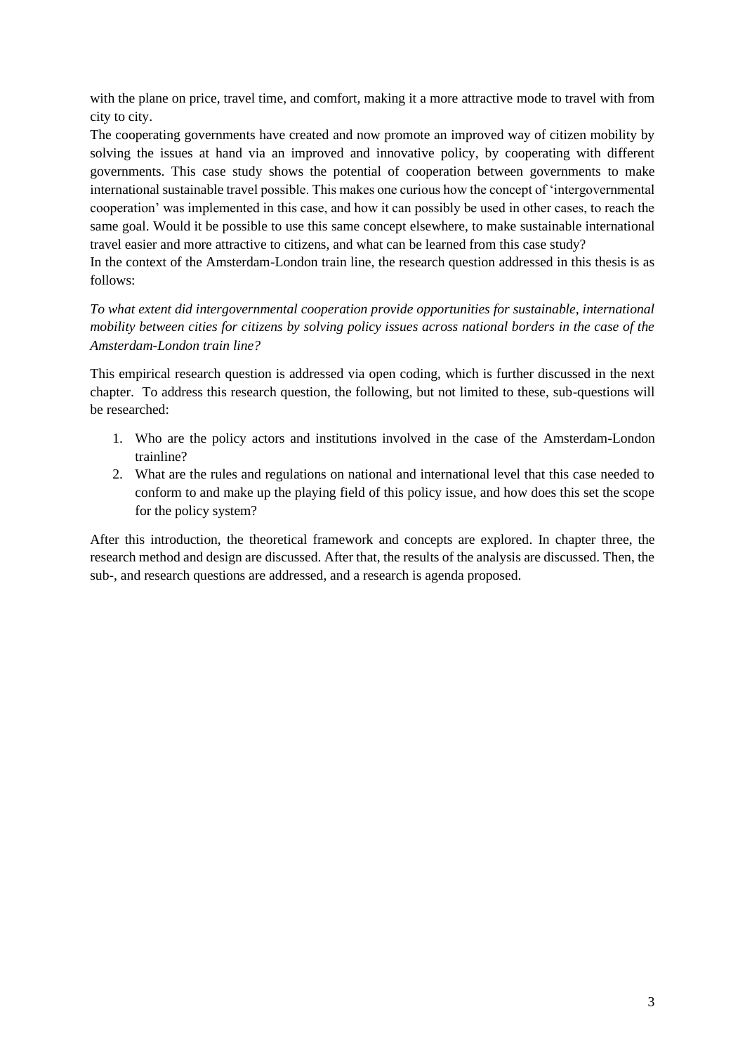with the plane on price, travel time, and comfort, making it a more attractive mode to travel with from city to city.

The cooperating governments have created and now promote an improved way of citizen mobility by solving the issues at hand via an improved and innovative policy, by cooperating with different governments. This case study shows the potential of cooperation between governments to make international sustainable travel possible. This makes one curious how the concept of 'intergovernmental cooperation' was implemented in this case, and how it can possibly be used in other cases, to reach the same goal. Would it be possible to use this same concept elsewhere, to make sustainable international travel easier and more attractive to citizens, and what can be learned from this case study?

In the context of the Amsterdam-London train line, the research question addressed in this thesis is as follows:

*To what extent did intergovernmental cooperation provide opportunities for sustainable, international mobility between cities for citizens by solving policy issues across national borders in the case of the Amsterdam-London train line?*

This empirical research question is addressed via open coding, which is further discussed in the next chapter. To address this research question, the following, but not limited to these, sub-questions will be researched:

1. Who are the policy actors and institutions involved in the case of the Amsterdam-London trainline?
2. What are the rules and regulations on national and international level that this case needed to conform to and make up the playing field of this policy issue, and how does this set the scope for the policy system?

After this introduction, the theoretical framework and concepts are explored. In chapter three, the research method and design are discussed. After that, the results of the analysis are discussed. Then, the sub-, and research questions are addressed, and a research is agenda proposed.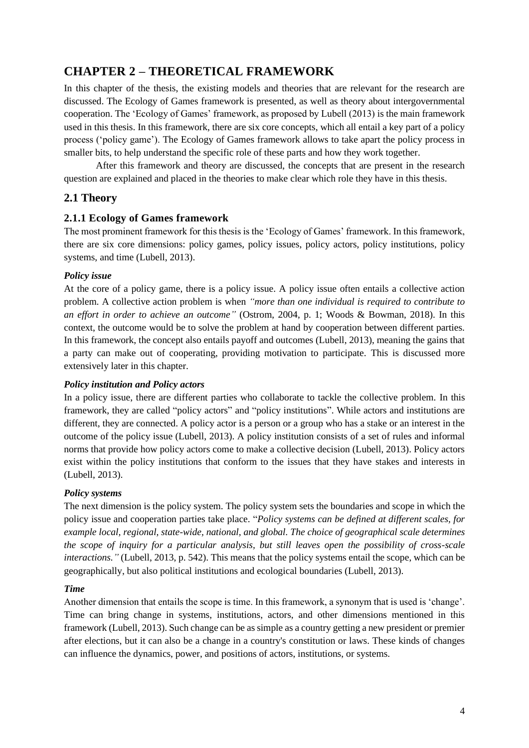# CHAPTER 2 – THEORETICAL FRAMEWORK

In this chapter of the thesis, the existing models and theories that are relevant for the research are discussed. The Ecology of Games framework is presented, as well as theory about intergovernmental cooperation. The 'Ecology of Games' framework, as proposed by Lubell (2013) is the main framework used in this thesis. In this framework, there are six core concepts, which all entail a key part of a policy process ('policy game'). The Ecology of Games framework allows to take apart the policy process in smaller bits, to help understand the specific role of these parts and how they work together.

After this framework and theory are discussed, the concepts that are present in the research question are explained and placed in the theories to make clear which role they have in this thesis.

## 2.1 Theory

### 2.1.1 Ecology of Games framework

The most prominent framework for this thesis is the 'Ecology of Games' framework. In this framework, there are six core dimensions: policy games, policy issues, policy actors, policy institutions, policy systems, and time (Lubell, 2013).

***Policy issue***

At the core of a policy game, there is a policy issue. A policy issue often entails a collective action problem. A collective action problem is when *"more than one individual is required to contribute to an effort in order to achieve an outcome"* (Ostrom, 2004, p. 1; Woods & Bowman, 2018). In this context, the outcome would be to solve the problem at hand by cooperation between different parties. In this framework, the concept also entails payoff and outcomes (Lubell, 2013), meaning the gains that a party can make out of cooperating, providing motivation to participate. This is discussed more extensively later in this chapter.

***Policy institution and Policy actors***

In a policy issue, there are different parties who collaborate to tackle the collective problem. In this framework, they are called "policy actors" and "policy institutions". While actors and institutions are different, they are connected. A policy actor is a person or a group who has a stake or an interest in the outcome of the policy issue (Lubell, 2013). A policy institution consists of a set of rules and informal norms that provide how policy actors come to make a collective decision (Lubell, 2013). Policy actors exist within the policy institutions that conform to the issues that they have stakes and interests in (Lubell, 2013).

***Policy systems***

The next dimension is the policy system. The policy system sets the boundaries and scope in which the policy issue and cooperation parties take place. "*Policy systems can be defined at different scales, for example local, regional, state-wide, national, and global. The choice of geographical scale determines the scope of inquiry for a particular analysis, but still leaves open the possibility of cross-scale interactions."* (Lubell, 2013, p. 542). This means that the policy systems entail the scope, which can be geographically, but also political institutions and ecological boundaries (Lubell, 2013).

***Time***

Another dimension that entails the scope is time. In this framework, a synonym that is used is 'change'. Time can bring change in systems, institutions, actors, and other dimensions mentioned in this framework (Lubell, 2013). Such change can be as simple as a country getting a new president or premier after elections, but it can also be a change in a country's constitution or laws. These kinds of changes can influence the dynamics, power, and positions of actors, institutions, or systems.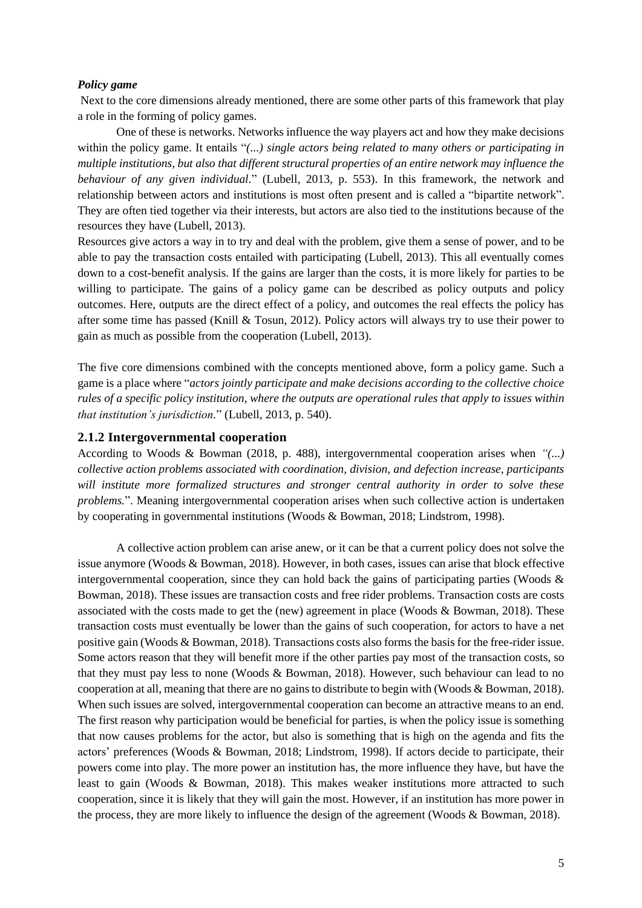***Policy game***

Next to the core dimensions already mentioned, there are some other parts of this framework that play a role in the forming of policy games.

One of these is networks. Networks influence the way players act and how they make decisions within the policy game. It entails "*(...) single actors being related to many others or participating in multiple institutions, but also that different structural properties of an entire network may influence the behaviour of any given individual*." (Lubell, 2013, p. 553). In this framework, the network and relationship between actors and institutions is most often present and is called a "bipartite network". They are often tied together via their interests, but actors are also tied to the institutions because of the resources they have (Lubell, 2013).

Resources give actors a way in to try and deal with the problem, give them a sense of power, and to be able to pay the transaction costs entailed with participating (Lubell, 2013). This all eventually comes down to a cost-benefit analysis. If the gains are larger than the costs, it is more likely for parties to be willing to participate. The gains of a policy game can be described as policy outputs and policy outcomes. Here, outputs are the direct effect of a policy, and outcomes the real effects the policy has after some time has passed (Knill & Tosun, 2012). Policy actors will always try to use their power to gain as much as possible from the cooperation (Lubell, 2013).

The five core dimensions combined with the concepts mentioned above, form a policy game. Such a game is a place where "*actors jointly participate and make decisions according to the collective choice rules of a specific policy institution, where the outputs are operational rules that apply to issues within that institution's jurisdiction*." (Lubell, 2013, p. 540).

### 2.1.2 Intergovernmental cooperation

According to Woods & Bowman (2018, p. 488), intergovernmental cooperation arises when *"(...) collective action problems associated with coordination, division, and defection increase, participants will institute more formalized structures and stronger central authority in order to solve these problems.*". Meaning intergovernmental cooperation arises when such collective action is undertaken by cooperating in governmental institutions (Woods & Bowman, 2018; Lindstrom, 1998).

A collective action problem can arise anew, or it can be that a current policy does not solve the issue anymore (Woods & Bowman, 2018). However, in both cases, issues can arise that block effective intergovernmental cooperation, since they can hold back the gains of participating parties (Woods & Bowman, 2018). These issues are transaction costs and free rider problems. Transaction costs are costs associated with the costs made to get the (new) agreement in place (Woods & Bowman, 2018). These transaction costs must eventually be lower than the gains of such cooperation, for actors to have a net positive gain (Woods & Bowman, 2018). Transactions costs also forms the basis for the free-rider issue. Some actors reason that they will benefit more if the other parties pay most of the transaction costs, so that they must pay less to none (Woods & Bowman, 2018). However, such behaviour can lead to no cooperation at all, meaning that there are no gains to distribute to begin with (Woods & Bowman, 2018). When such issues are solved, intergovernmental cooperation can become an attractive means to an end. The first reason why participation would be beneficial for parties, is when the policy issue is something that now causes problems for the actor, but also is something that is high on the agenda and fits the actors' preferences (Woods & Bowman, 2018; Lindstrom, 1998). If actors decide to participate, their powers come into play. The more power an institution has, the more influence they have, but have the least to gain (Woods & Bowman, 2018). This makes weaker institutions more attracted to such cooperation, since it is likely that they will gain the most. However, if an institution has more power in the process, they are more likely to influence the design of the agreement (Woods & Bowman, 2018).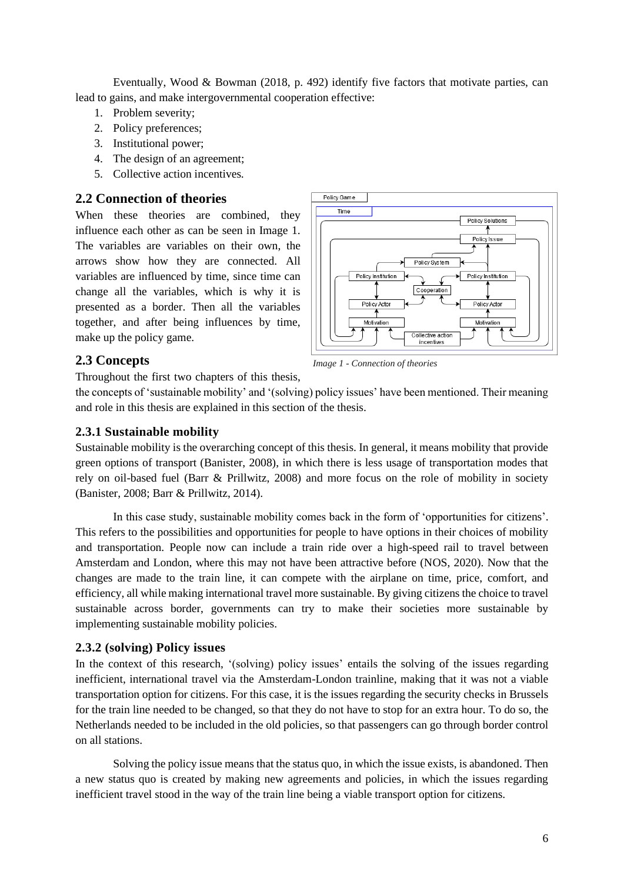Eventually, Wood & Bowman (2018, p. 492) identify five factors that motivate parties, can lead to gains, and make intergovernmental cooperation effective:

1. Problem severity;
2. Policy preferences;
3. Institutional power;
4. The design of an agreement;
5. Collective action incentives.

## 2.2 Connection of theories

When these theories are combined, they influence each other as can be seen in Image 1. The variables are variables on their own, the arrows show how they are connected. All variables are influenced by time, since time can change all the variables, which is why it is presented as a border. Then all the variables together, and after being influences by time, make up the policy game.

*Image 1 - Connection of theories*

## 2.3 Concepts

Throughout the first two chapters of this thesis, the concepts of 'sustainable mobility' and '(solving) policy issues' have been mentioned. Their meaning and role in this thesis are explained in this section of the thesis.

### 2.3.1 Sustainable mobility

Sustainable mobility is the overarching concept of this thesis. In general, it means mobility that provide green options of transport (Banister, 2008), in which there is less usage of transportation modes that rely on oil-based fuel (Barr & Prillwitz, 2008) and more focus on the role of mobility in society (Banister, 2008; Barr & Prillwitz, 2014).

In this case study, sustainable mobility comes back in the form of 'opportunities for citizens'. This refers to the possibilities and opportunities for people to have options in their choices of mobility and transportation. People now can include a train ride over a high-speed rail to travel between Amsterdam and London, where this may not have been attractive before (NOS, 2020). Now that the changes are made to the train line, it can compete with the airplane on time, price, comfort, and efficiency, all while making international travel more sustainable. By giving citizens the choice to travel sustainable across border, governments can try to make their societies more sustainable by implementing sustainable mobility policies.

### 2.3.2 (solving) Policy issues

In the context of this research, '(solving) policy issues' entails the solving of the issues regarding inefficient, international travel via the Amsterdam-London trainline, making that it was not a viable transportation option for citizens. For this case, it is the issues regarding the security checks in Brussels for the train line needed to be changed, so that they do not have to stop for an extra hour. To do so, the Netherlands needed to be included in the old policies, so that passengers can go through border control on all stations.

Solving the policy issue means that the status quo, in which the issue exists, is abandoned. Then a new status quo is created by making new agreements and policies, in which the issues regarding inefficient travel stood in the way of the train line being a viable transport option for citizens.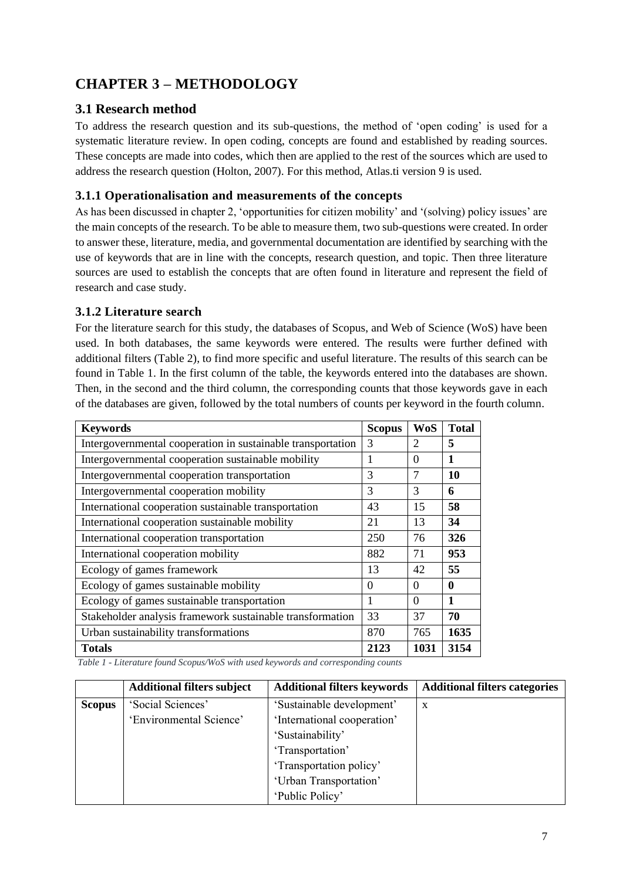# CHAPTER 3 – METHODOLOGY

## 3.1 Research method

To address the research question and its sub-questions, the method of 'open coding' is used for a systematic literature review. In open coding, concepts are found and established by reading sources. These concepts are made into codes, which then are applied to the rest of the sources which are used to address the research question (Holton, 2007). For this method, Atlas.ti version 9 is used.

### 3.1.1 Operationalisation and measurements of the concepts

As has been discussed in chapter 2, 'opportunities for citizen mobility' and '(solving) policy issues' are the main concepts of the research. To be able to measure them, two sub-questions were created. In order to answer these, literature, media, and governmental documentation are identified by searching with the use of keywords that are in line with the concepts, research question, and topic. Then three literature sources are used to establish the concepts that are often found in literature and represent the field of research and case study.

### 3.1.2 Literature search

For the literature search for this study, the databases of Scopus, and Web of Science (WoS) have been used. In both databases, the same keywords were entered. The results were further defined with additional filters (Table 2), to find more specific and useful literature. The results of this search can be found in Table 1. In the first column of the table, the keywords entered into the databases are shown. Then, in the second and the third column, the corresponding counts that those keywords gave in each of the databases are given, followed by the total numbers of counts per keyword in the fourth column.

| Keywords | Scopus | WoS | Total |
|---|---|---|---|
| Intergovernmental cooperation in sustainable transportation | 3 | 2 | **5** |
| Intergovernmental cooperation sustainable mobility | 1 | 0 | **1** |
| Intergovernmental cooperation transportation | 3 | 7 | **10** |
| Intergovernmental cooperation mobility | 3 | 3 | **6** |
| International cooperation sustainable transportation | 43 | 15 | **58** |
| International cooperation sustainable mobility | 21 | 13 | **34** |
| International cooperation transportation | 250 | 76 | **326** |
| International cooperation mobility | 882 | 71 | **953** |
| Ecology of games framework | 13 | 42 | **55** |
| Ecology of games sustainable mobility | 0 | 0 | **0** |
| Ecology of games sustainable transportation | 1 | 0 | **1** |
| Stakeholder analysis framework sustainable transformation | 33 | 37 | **70** |
| Urban sustainability transformations | 870 | 765 | **1635** |
| **Totals** | **2123** | **1031** | **3154** |

*Table 1 - Literature found Scopus/WoS with used keywords and corresponding counts*

| | Additional filters subject | Additional filters keywords | Additional filters categories |
|---|---|---|---|
| **Scopus** | 'Social Sciences'<br>'Environmental Science' | 'Sustainable development'<br>'International cooperation'<br>'Sustainability'<br>'Transportation'<br>'Transportation policy'<br>'Urban Transportation'<br>'Public Policy' | x |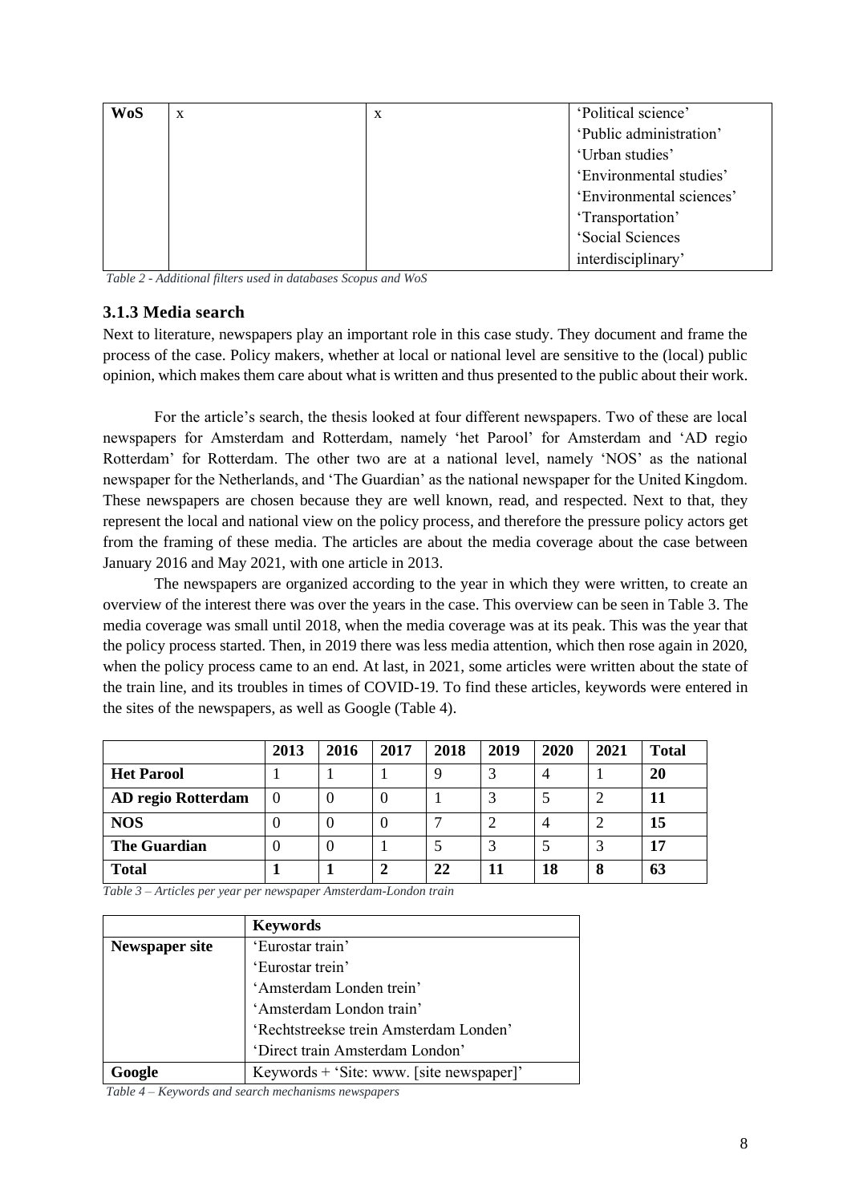| WoS | x | x | 'Political science'<br>'Public administration'<br>'Urban studies'<br>'Environmental studies'<br>'Environmental sciences'<br>'Transportation'<br>'Social Sciences interdisciplinary' |
|---|---|---|---|

*Table 2 - Additional filters used in databases Scopus and WoS*

### 3.1.3 Media search

Next to literature, newspapers play an important role in this case study. They document and frame the process of the case. Policy makers, whether at local or national level are sensitive to the (local) public opinion, which makes them care about what is written and thus presented to the public about their work.

For the article's search, the thesis looked at four different newspapers. Two of these are local newspapers for Amsterdam and Rotterdam, namely 'het Parool' for Amsterdam and 'AD regio Rotterdam' for Rotterdam. The other two are at a national level, namely 'NOS' as the national newspaper for the Netherlands, and 'The Guardian' as the national newspaper for the United Kingdom. These newspapers are chosen because they are well known, read, and respected. Next to that, they represent the local and national view on the policy process, and therefore the pressure policy actors get from the framing of these media. The articles are about the media coverage about the case between January 2016 and May 2021, with one article in 2013.

The newspapers are organized according to the year in which they were written, to create an overview of the interest there was over the years in the case. This overview can be seen in Table 3. The media coverage was small until 2018, when the media coverage was at its peak. This was the year that the policy process started. Then, in 2019 there was less media attention, which then rose again in 2020, when the policy process came to an end. At last, in 2021, some articles were written about the state of the train line, and its troubles in times of COVID-19. To find these articles, keywords were entered in the sites of the newspapers, as well as Google (Table 4).

| | 2013 | 2016 | 2017 | 2018 | 2019 | 2020 | 2021 | Total |
|---|---|---|---|---|---|---|---|---|
| **Het Parool** | 1 | 1 | 1 | 9 | 3 | 4 | 1 | **20** |
| **AD regio Rotterdam** | 0 | 0 | 0 | 1 | 3 | 5 | 2 | **11** |
| **NOS** | 0 | 0 | 0 | 7 | 2 | 4 | 2 | **15** |
| **The Guardian** | 0 | 0 | 1 | 5 | 3 | 5 | 3 | **17** |
| **Total** | **1** | **1** | **2** | **22** | **11** | **18** | **8** | **63** |

*Table 3 – Articles per year per newspaper Amsterdam-London train*

| | Keywords |
|---|---|
| **Newspaper site** | 'Eurostar train'<br>'Eurostar trein'<br>'Amsterdam Londen trein'<br>'Amsterdam London train'<br>'Rechtstreekse trein Amsterdam Londen'<br>'Direct train Amsterdam London' |
| **Google** | Keywords + 'Site: www. [site newspaper]' |

*Table 4 – Keywords and search mechanisms newspapers*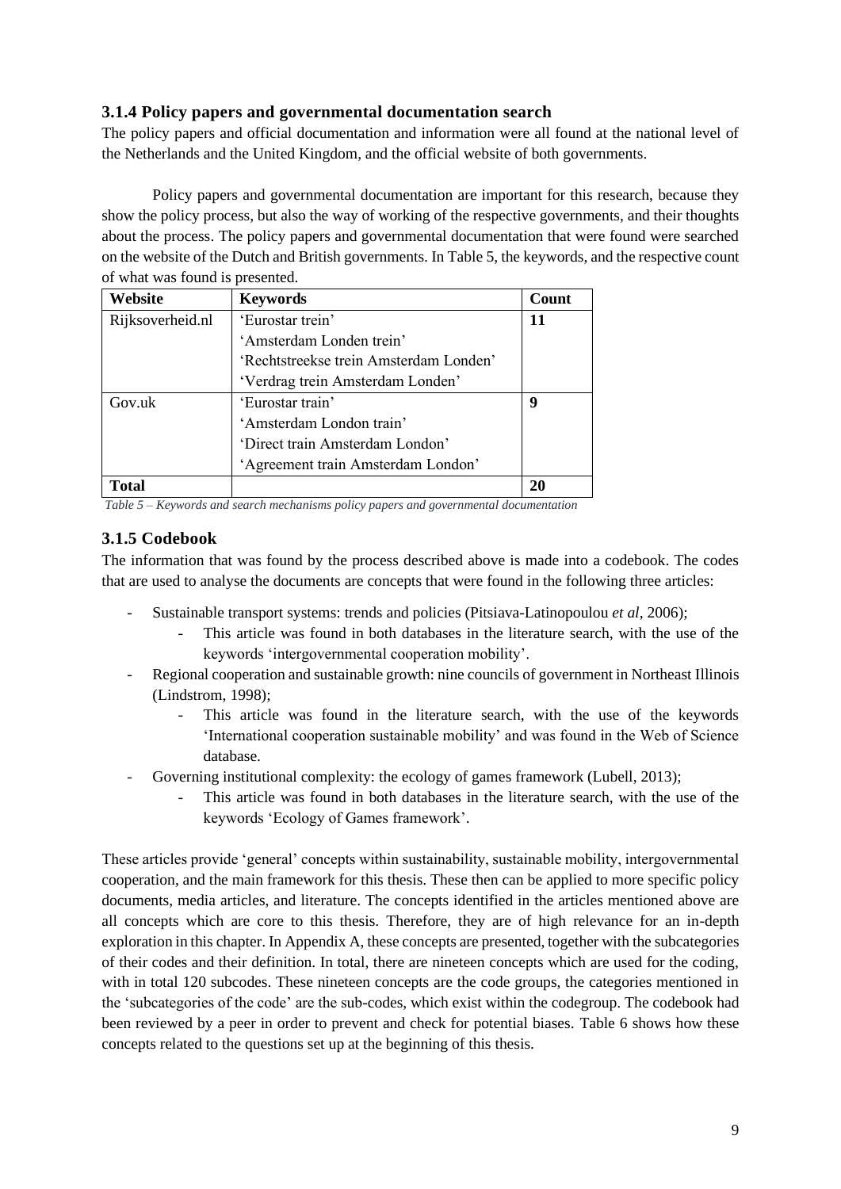### 3.1.4 Policy papers and governmental documentation search

The policy papers and official documentation and information were all found at the national level of the Netherlands and the United Kingdom, and the official website of both governments.

Policy papers and governmental documentation are important for this research, because they show the policy process, but also the way of working of the respective governments, and their thoughts about the process. The policy papers and governmental documentation that were found were searched on the website of the Dutch and British governments. In Table 5, the keywords, and the respective count of what was found is presented.

| **Website** | **Keywords** | **Count** |
|---|---|---|
| Rijksoverheid.nl | 'Eurostar trein'<br>'Amsterdam Londen trein'<br>'Rechtstreekse trein Amsterdam Londen'<br>'Verdrag trein Amsterdam Londen' | **11** |
| Gov.uk | 'Eurostar train'<br>'Amsterdam London train'<br>'Direct train Amsterdam London'<br>'Agreement train Amsterdam London' | **9** |
| **Total** | | **20** |

*Table 5 – Keywords and search mechanisms policy papers and governmental documentation*

### 3.1.5 Codebook

The information that was found by the process described above is made into a codebook. The codes that are used to analyse the documents are concepts that were found in the following three articles:

- Sustainable transport systems: trends and policies (Pitsiava-Latinopoulou *et al*, 2006);
    - This article was found in both databases in the literature search, with the use of the keywords 'intergovernmental cooperation mobility'.
- Regional cooperation and sustainable growth: nine councils of government in Northeast Illinois (Lindstrom, 1998);
    - This article was found in the literature search, with the use of the keywords 'International cooperation sustainable mobility' and was found in the Web of Science database.
- Governing institutional complexity: the ecology of games framework (Lubell, 2013);
    - This article was found in both databases in the literature search, with the use of the keywords 'Ecology of Games framework'.

These articles provide 'general' concepts within sustainability, sustainable mobility, intergovernmental cooperation, and the main framework for this thesis. These then can be applied to more specific policy documents, media articles, and literature. The concepts identified in the articles mentioned above are all concepts which are core to this thesis. Therefore, they are of high relevance for an in-depth exploration in this chapter. In Appendix A, these concepts are presented, together with the subcategories of their codes and their definition. In total, there are nineteen concepts which are used for the coding, with in total 120 subcodes. These nineteen concepts are the code groups, the categories mentioned in the 'subcategories of the code' are the sub-codes, which exist within the codegroup. The codebook had been reviewed by a peer in order to prevent and check for potential biases. Table 6 shows how these concepts related to the questions set up at the beginning of this thesis.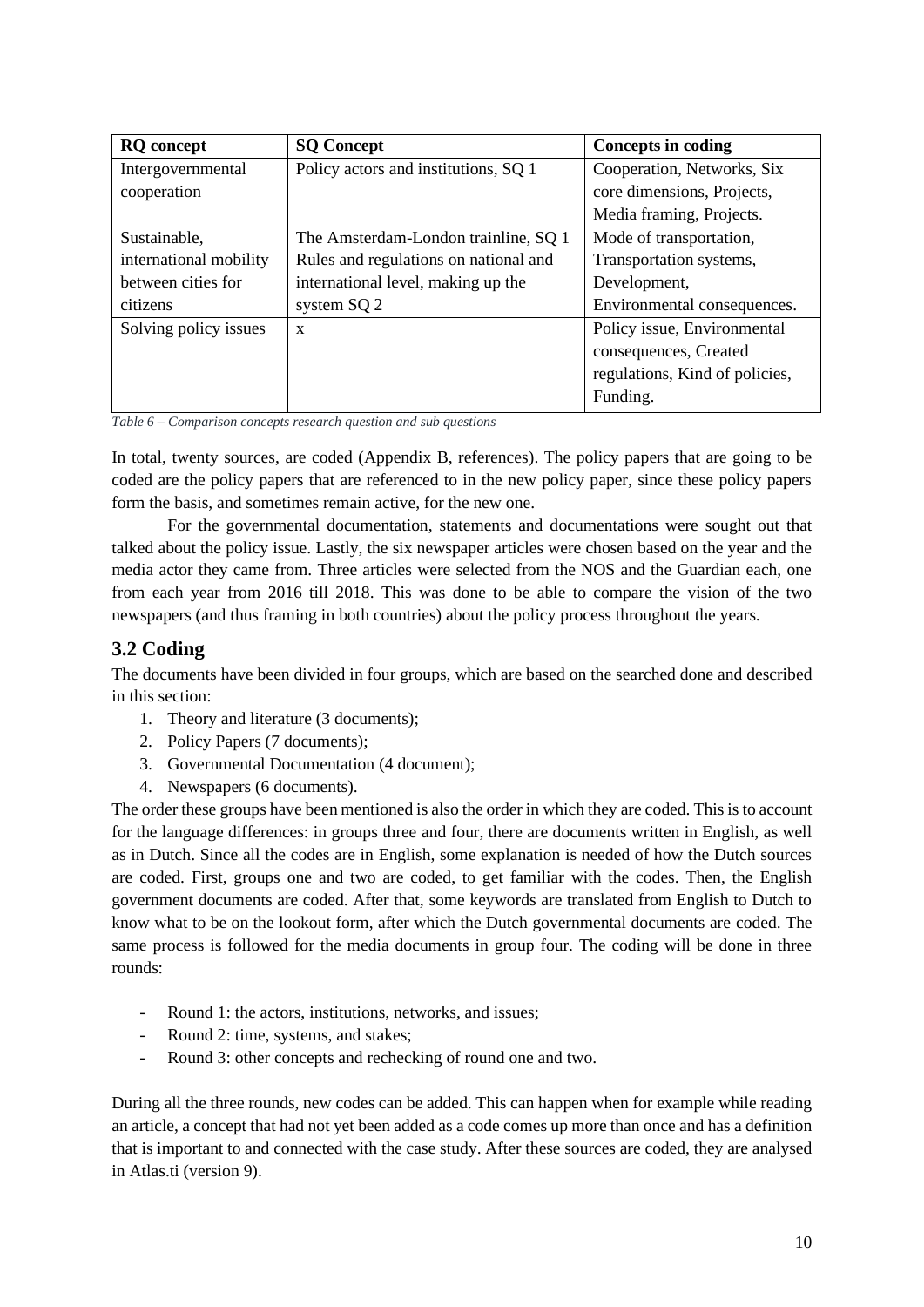| RQ concept | SQ Concept | Concepts in coding |
|---|---|---|
| Intergovernmental cooperation | Policy actors and institutions, SQ 1 | Cooperation, Networks, Six core dimensions, Projects, Media framing, Projects. |
| Sustainable, international mobility between cities for citizens | The Amsterdam-London trainline, SQ 1 Rules and regulations on national and international level, making up the system SQ 2 | Mode of transportation, Transportation systems, Development, Environmental consequences. |
| Solving policy issues | x | Policy issue, Environmental consequences, Created regulations, Kind of policies, Funding. |

*Table 6 – Comparison concepts research question and sub questions*

In total, twenty sources, are coded (Appendix B, references). The policy papers that are going to be coded are the policy papers that are referenced to in the new policy paper, since these policy papers form the basis, and sometimes remain active, for the new one.

For the governmental documentation, statements and documentations were sought out that talked about the policy issue. Lastly, the six newspaper articles were chosen based on the year and the media actor they came from. Three articles were selected from the NOS and the Guardian each, one from each year from 2016 till 2018. This was done to be able to compare the vision of the two newspapers (and thus framing in both countries) about the policy process throughout the years.

## 3.2 Coding

The documents have been divided in four groups, which are based on the searched done and described in this section:

1. Theory and literature (3 documents);
2. Policy Papers (7 documents);
3. Governmental Documentation (4 document);
4. Newspapers (6 documents).

The order these groups have been mentioned is also the order in which they are coded. This is to account for the language differences: in groups three and four, there are documents written in English, as well as in Dutch. Since all the codes are in English, some explanation is needed of how the Dutch sources are coded. First, groups one and two are coded, to get familiar with the codes. Then, the English government documents are coded. After that, some keywords are translated from English to Dutch to know what to be on the lookout form, after which the Dutch governmental documents are coded. The same process is followed for the media documents in group four. The coding will be done in three rounds:

- Round 1: the actors, institutions, networks, and issues;
- Round 2: time, systems, and stakes;
- Round 3: other concepts and rechecking of round one and two.

During all the three rounds, new codes can be added. This can happen when for example while reading an article, a concept that had not yet been added as a code comes up more than once and has a definition that is important to and connected with the case study. After these sources are coded, they are analysed in Atlas.ti (version 9).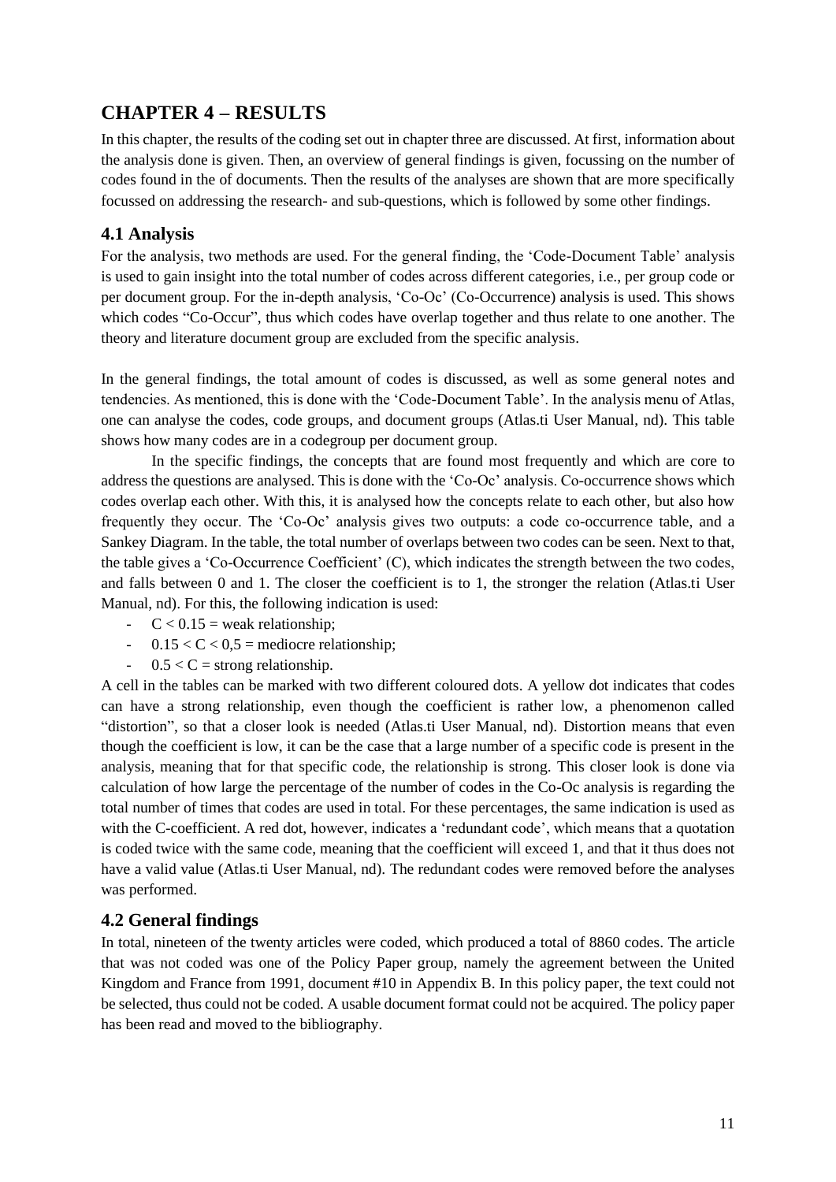# CHAPTER 4 – RESULTS

In this chapter, the results of the coding set out in chapter three are discussed. At first, information about the analysis done is given. Then, an overview of general findings is given, focussing on the number of codes found in the of documents. Then the results of the analyses are shown that are more specifically focussed on addressing the research- and sub-questions, which is followed by some other findings.

## 4.1 Analysis

For the analysis, two methods are used. For the general finding, the 'Code-Document Table' analysis is used to gain insight into the total number of codes across different categories, i.e., per group code or per document group. For the in-depth analysis, 'Co-Oc' (Co-Occurrence) analysis is used. This shows which codes "Co-Occur", thus which codes have overlap together and thus relate to one another. The theory and literature document group are excluded from the specific analysis.

In the general findings, the total amount of codes is discussed, as well as some general notes and tendencies. As mentioned, this is done with the 'Code-Document Table'. In the analysis menu of Atlas, one can analyse the codes, code groups, and document groups (Atlas.ti User Manual, nd). This table shows how many codes are in a codegroup per document group.

In the specific findings, the concepts that are found most frequently and which are core to address the questions are analysed. This is done with the 'Co-Oc' analysis. Co-occurrence shows which codes overlap each other. With this, it is analysed how the concepts relate to each other, but also how frequently they occur. The 'Co-Oc' analysis gives two outputs: a code co-occurrence table, and a Sankey Diagram. In the table, the total number of overlaps between two codes can be seen. Next to that, the table gives a 'Co-Occurrence Coefficient' (C), which indicates the strength between the two codes, and falls between 0 and 1. The closer the coefficient is to 1, the stronger the relation (Atlas.ti User Manual, nd). For this, the following indication is used:

- $C < 0.15$ = weak relationship;
- $0.15 < C < 0,5$ = mediocre relationship;
- $0.5 < C$ = strong relationship.

A cell in the tables can be marked with two different coloured dots. A yellow dot indicates that codes can have a strong relationship, even though the coefficient is rather low, a phenomenon called "distortion", so that a closer look is needed (Atlas.ti User Manual, nd). Distortion means that even though the coefficient is low, it can be the case that a large number of a specific code is present in the analysis, meaning that for that specific code, the relationship is strong. This closer look is done via calculation of how large the percentage of the number of codes in the Co-Oc analysis is regarding the total number of times that codes are used in total. For these percentages, the same indication is used as with the C-coefficient. A red dot, however, indicates a 'redundant code', which means that a quotation is coded twice with the same code, meaning that the coefficient will exceed 1, and that it thus does not have a valid value (Atlas.ti User Manual, nd). The redundant codes were removed before the analyses was performed.

## 4.2 General findings

In total, nineteen of the twenty articles were coded, which produced a total of 8860 codes. The article that was not coded was one of the Policy Paper group, namely the agreement between the United Kingdom and France from 1991, document #10 in Appendix B. In this policy paper, the text could not be selected, thus could not be coded. A usable document format could not be acquired. The policy paper has been read and moved to the bibliography.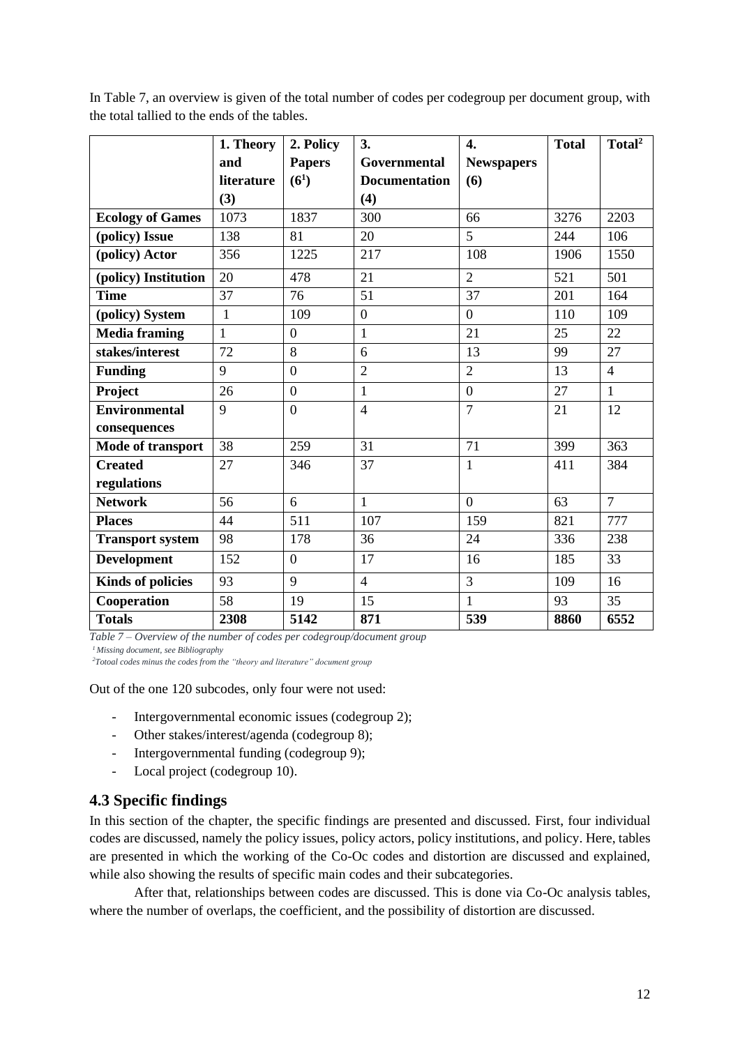In Table 7, an overview is given of the total number of codes per codegroup per document group, with the total tallied to the ends of the tables.

| | **1. Theory and literature (3)** | **2. Policy Papers (6[1])** | **3. Governmental Documentation (4)** | **4. Newspapers (6)** | **Total** | **Total[2]** |
|---|---|---|---|---|---|---|
| **Ecology of Games** | 1073 | 1837 | 300 | 66 | 3276 | 2203 |
| **(policy) Issue** | 138 | 81 | 20 | 5 | 244 | 106 |
| **(policy) Actor** | 356 | 1225 | 217 | 108 | 1906 | 1550 |
| **(policy) Institution** | 20 | 478 | 21 | 2 | 521 | 501 |
| **Time** | 37 | 76 | 51 | 37 | 201 | 164 |
| **(policy) System** | 1 | 109 | 0 | 0 | 110 | 109 |
| **Media framing** | 1 | 0 | 1 | 21 | 25 | 22 |
| **stakes/interest** | 72 | 8 | 6 | 13 | 99 | 27 |
| **Funding** | 9 | 0 | 2 | 2 | 13 | 4 |
| **Project** | 26 | 0 | 1 | 0 | 27 | 1 |
| **Environmental consequences** | 9 | 0 | 4 | 7 | 21 | 12 |
| **Mode of transport** | 38 | 259 | 31 | 71 | 399 | 363 |
| **Created regulations** | 27 | 346 | 37 | 1 | 411 | 384 |
| **Network** | 56 | 6 | 1 | 0 | 63 | 7 |
| **Places** | 44 | 511 | 107 | 159 | 821 | 777 |
| **Transport system** | 98 | 178 | 36 | 24 | 336 | 238 |
| **Development** | 152 | 0 | 17 | 16 | 185 | 33 |
| **Kinds of policies** | 93 | 9 | 4 | 3 | 109 | 16 |
| **Cooperation** | 58 | 19 | 15 | 1 | 93 | 35 |
| **Totals** | **2308** | **5142** | **871** | **539** | **8860** | **6552** |

*Table 7 – Overview of the number of codes per codegroup/document group*

*[1] Missing document, see Bibliography*

*[2] Totoal codes minus the codes from the "theory and literature" document group*

Out of the one 120 subcodes, only four were not used:

- Intergovernmental economic issues (codegroup 2);
- Other stakes/interest/agenda (codegroup 8);
- Intergovernmental funding (codegroup 9);
- Local project (codegroup 10).

## 4.3 Specific findings

In this section of the chapter, the specific findings are presented and discussed. First, four individual codes are discussed, namely the policy issues, policy actors, policy institutions, and policy. Here, tables are presented in which the working of the Co-Oc codes and distortion are discussed and explained, while also showing the results of specific main codes and their subcategories.

After that, relationships between codes are discussed. This is done via Co-Oc analysis tables, where the number of overlaps, the coefficient, and the possibility of distortion are discussed.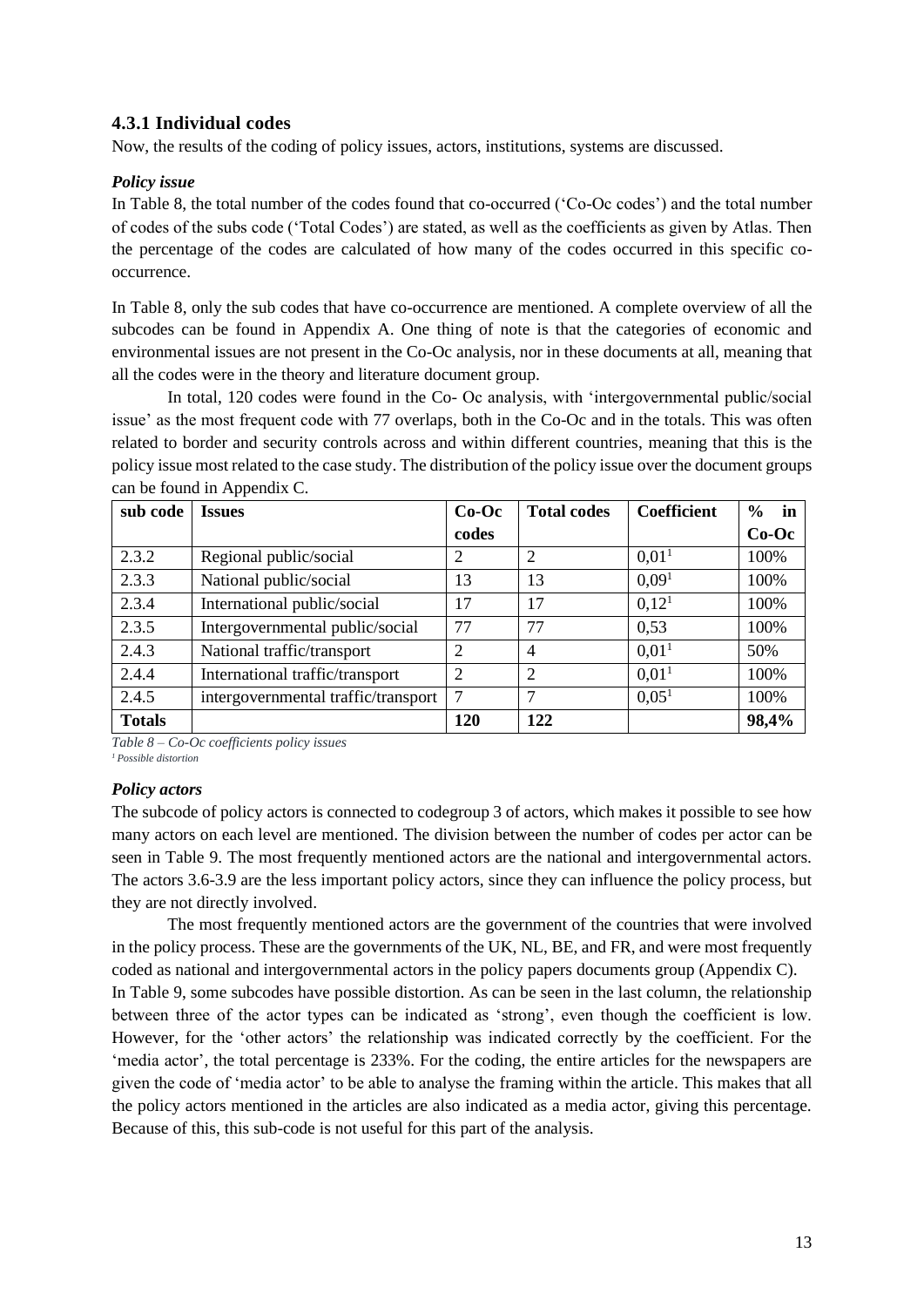### 4.3.1 Individual codes

Now, the results of the coding of policy issues, actors, institutions, systems are discussed.

***Policy issue***

In Table 8, the total number of the codes found that co-occurred ('Co-Oc codes') and the total number of codes of the subs code ('Total Codes') are stated, as well as the coefficients as given by Atlas. Then the percentage of the codes are calculated of how many of the codes occurred in this specific co-occurrence.

In Table 8, only the sub codes that have co-occurrence are mentioned. A complete overview of all the subcodes can be found in Appendix A. One thing of note is that the categories of economic and environmental issues are not present in the Co-Oc analysis, nor in these documents at all, meaning that all the codes were in the theory and literature document group.

In total, 120 codes were found in the Co- Oc analysis, with 'intergovernmental public/social issue' as the most frequent code with 77 overlaps, both in the Co-Oc and in the totals. This was often related to border and security controls across and within different countries, meaning that this is the policy issue most related to the case study. The distribution of the policy issue over the document groups can be found in Appendix C.

| sub code | Issues | Co-Oc codes | Total codes | Coefficient | % in Co-Oc |
|---|---|---|---|---|---|
| 2.3.2 | Regional public/social | 2 | 2 | 0,01[1] | 100% |
| 2.3.3 | National public/social | 13 | 13 | 0,09[1] | 100% |
| 2.3.4 | International public/social | 17 | 17 | 0,12[1] | 100% |
| 2.3.5 | Intergovernmental public/social | 77 | 77 | 0,53 | 100% |
| 2.4.3 | National traffic/transport | 2 | 4 | 0,01[1] | 50% |
| 2.4.4 | International traffic/transport | 2 | 2 | 0,01[1] | 100% |
| 2.4.5 | intergovernmental traffic/transport | 7 | 7 | 0,05[1] | 100% |
| **Totals** | | **120** | **122** | | **98,4%** |

*Table 8 – Co-Oc coefficients policy issues*

*[1] Possible distortion*

***Policy actors***

The subcode of policy actors is connected to codegroup 3 of actors, which makes it possible to see how many actors on each level are mentioned. The division between the number of codes per actor can be seen in Table 9. The most frequently mentioned actors are the national and intergovernmental actors. The actors 3.6-3.9 are the less important policy actors, since they can influence the policy process, but they are not directly involved.

The most frequently mentioned actors are the government of the countries that were involved in the policy process. These are the governments of the UK, NL, BE, and FR, and were most frequently coded as national and intergovernmental actors in the policy papers documents group (Appendix C).

In Table 9, some subcodes have possible distortion. As can be seen in the last column, the relationship between three of the actor types can be indicated as 'strong', even though the coefficient is low. However, for the 'other actors' the relationship was indicated correctly by the coefficient. For the 'media actor', the total percentage is 233%. For the coding, the entire articles for the newspapers are given the code of 'media actor' to be able to analyse the framing within the article. This makes that all the policy actors mentioned in the articles are also indicated as a media actor, giving this percentage. Because of this, this sub-code is not useful for this part of the analysis.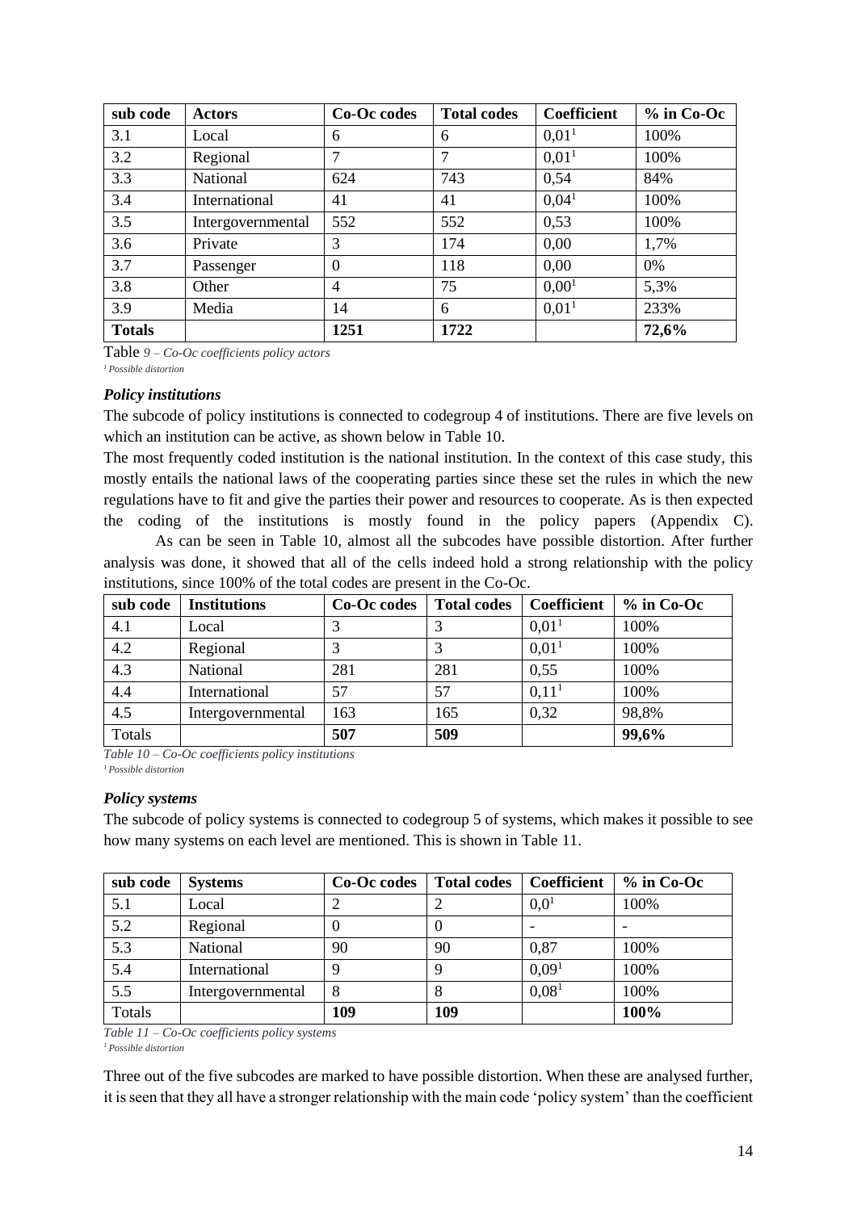| sub code | Actors | Co-Oc codes | Total codes | Coefficient | % in Co-Oc |
|---|---|---|---|---|---|
| 3.1 | Local | 6 | 6 | 0,01[1] | 100% |
| 3.2 | Regional | 7 | 7 | 0,01[1] | 100% |
| 3.3 | National | 624 | 743 | 0,54 | 84% |
| 3.4 | International | 41 | 41 | 0,04[1] | 100% |
| 3.5 | Intergovernmental | 552 | 552 | 0,53 | 100% |
| 3.6 | Private | 3 | 174 | 0,00 | 1,7% |
| 3.7 | Passenger | 0 | 118 | 0,00 | 0% |
| 3.8 | Other | 4 | 75 | 0,00[1] | 5,3% |
| 3.9 | Media | 14 | 6 | 0,01[1] | 233% |
| **Totals** | | **1251** | **1722** | | **72,6%** |

Table *9 – Co-Oc coefficients policy actors*

*[1] Possible distortion*

### *Policy institutions*

The subcode of policy institutions is connected to codegroup 4 of institutions. There are five levels on which an institution can be active, as shown below in Table 10.

The most frequently coded institution is the national institution. In the context of this case study, this mostly entails the national laws of the cooperating parties since these set the rules in which the new regulations have to fit and give the parties their power and resources to cooperate. As is then expected the coding of the institutions is mostly found in the policy papers (Appendix C).

As can be seen in Table 10, almost all the subcodes have possible distortion. After further analysis was done, it showed that all of the cells indeed hold a strong relationship with the policy institutions, since 100% of the total codes are present in the Co-Oc.

| sub code | Institutions | Co-Oc codes | Total codes | Coefficient | % in Co-Oc |
|---|---|---|---|---|---|
| 4.1 | Local | 3 | 3 | 0,01[1] | 100% |
| 4.2 | Regional | 3 | 3 | 0,01[1] | 100% |
| 4.3 | National | 281 | 281 | 0,55 | 100% |
| 4.4 | International | 57 | 57 | 0,11[1] | 100% |
| 4.5 | Intergovernmental | 163 | 165 | 0,32 | 98,8% |
| Totals | | **507** | **509** | | **99,6%** |

*Table 10 – Co-Oc coefficients policy institutions*

*[1] Possible distortion*

### *Policy systems*

The subcode of policy systems is connected to codegroup 5 of systems, which makes it possible to see how many systems on each level are mentioned. This is shown in Table 11.

| sub code | Systems | Co-Oc codes | Total codes | Coefficient | % in Co-Oc |
|---|---|---|---|---|---|
| 5.1 | Local | 2 | 2 | 0,0[1] | 100% |
| 5.2 | Regional | 0 | 0 | - | - |
| 5.3 | National | 90 | 90 | 0,87 | 100% |
| 5.4 | International | 9 | 9 | 0,09[1] | 100% |
| 5.5 | Intergovernmental | 8 | 8 | 0,08[1] | 100% |
| Totals | | **109** | **109** | | **100%** |

*Table 11 – Co-Oc coefficients policy systems*

*[1] Possible distortion*

Three out of the five subcodes are marked to have possible distortion. When these are analysed further, it is seen that they all have a stronger relationship with the main code 'policy system' than the coefficient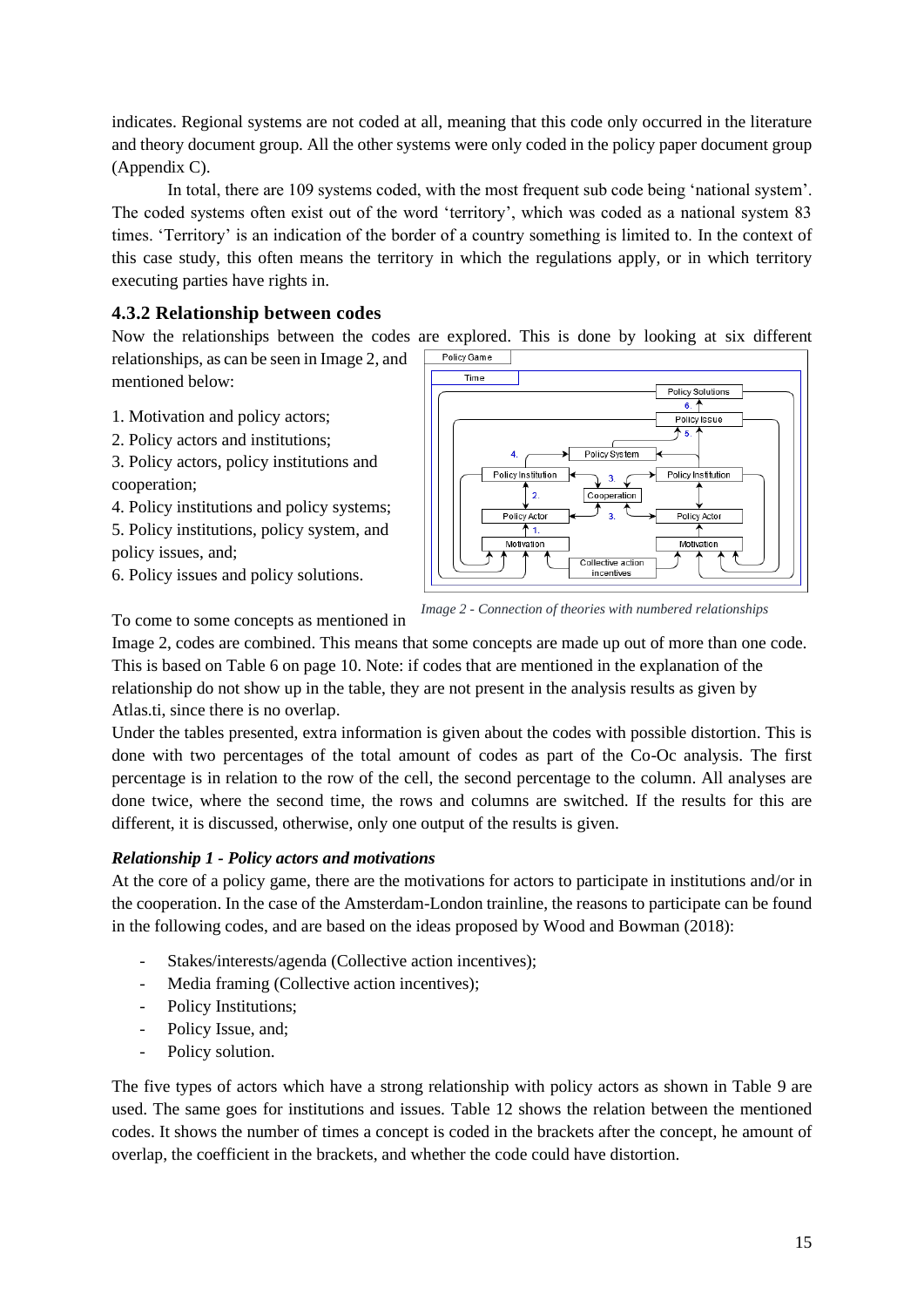indicates. Regional systems are not coded at all, meaning that this code only occurred in the literature and theory document group. All the other systems were only coded in the policy paper document group (Appendix C).

In total, there are 109 systems coded, with the most frequent sub code being 'national system'. The coded systems often exist out of the word 'territory', which was coded as a national system 83 times. 'Territory' is an indication of the border of a country something is limited to. In the context of this case study, this often means the territory in which the regulations apply, or in which territory executing parties have rights in.

### 4.3.2 Relationship between codes

Now the relationships between the codes are explored. This is done by looking at six different relationships, as can be seen in Image 2, and mentioned below:

1. Motivation and policy actors;
2. Policy actors and institutions;
3. Policy actors, policy institutions and cooperation;
4. Policy institutions and policy systems;
5. Policy institutions, policy system, and policy issues, and;
6. Policy issues and policy solutions.

*Image 2 - Connection of theories with numbered relationships*

To come to some concepts as mentioned in Image 2, codes are combined. This means that some concepts are made up out of more than one code. This is based on Table 6 on page 10. Note: if codes that are mentioned in the explanation of the relationship do not show up in the table, they are not present in the analysis results as given by Atlas.ti, since there is no overlap.

Under the tables presented, extra information is given about the codes with possible distortion. This is done with two percentages of the total amount of codes as part of the Co-Oc analysis. The first percentage is in relation to the row of the cell, the second percentage to the column. All analyses are done twice, where the second time, the rows and columns are switched. If the results for this are different, it is discussed, otherwise, only one output of the results is given.

***Relationship 1 - Policy actors and motivations***

At the core of a policy game, there are the motivations for actors to participate in institutions and/or in the cooperation. In the case of the Amsterdam-London trainline, the reasons to participate can be found in the following codes, and are based on the ideas proposed by Wood and Bowman (2018):

- Stakes/interests/agenda (Collective action incentives);
- Media framing (Collective action incentives);
- Policy Institutions;
- Policy Issue, and;
- Policy solution.

The five types of actors which have a strong relationship with policy actors as shown in Table 9 are used. The same goes for institutions and issues. Table 12 shows the relation between the mentioned codes. It shows the number of times a concept is coded in the brackets after the concept, he amount of overlap, the coefficient in the brackets, and whether the code could have distortion.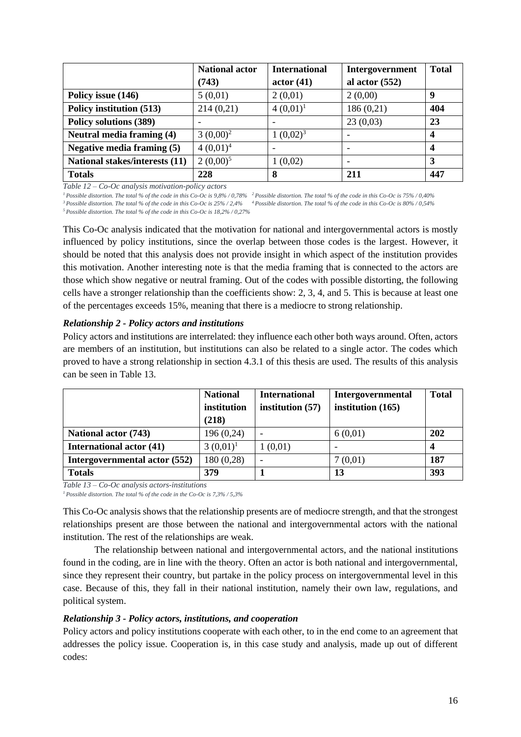| | National actor (743) | International actor (41) | Intergovernment al actor (552) | Total |
|---|---|---|---|---|
| **Policy issue (146)** | 5 (0,01) | 2 (0,01) | 2 (0,00) | **9** |
| **Policy institution (513)** | 214 (0,21) | 4 (0,01)[1] | 186 (0,21) | **404** |
| **Policy solutions (389)** | - | - | 23 (0,03) | **23** |
| **Neutral media framing (4)** | 3 (0,00)[2] | 1 (0,02)[3] | - | **4** |
| **Negative media framing (5)** | 4 (0,01)[4] | - | - | **4** |
| **National stakes/interests (11)** | 2 (0,00)[5] | 1 (0,02) | - | **3** |
| **Totals** | **228** | **8** | **211** | **447** |

*Table 12 – Co-Oc analysis motivation-policy actors*

[1] Possible distortion. The total % of the code in this Co-Oc is 9,8% / 0,78% [2] Possible distortion. The total % of the code in this Co-Oc is 75% / 0,40%
[3] Possible distortion. The total % of the code in this Co-Oc is 25% / 2,4% [4] Possible distortion. The total % of the code in this Co-Oc is 80% / 0,54%
[5] Possible distortion. The total % of the code in this Co-Oc is 18,2% / 0,27%

This Co-Oc analysis indicated that the motivation for national and intergovernmental actors is mostly influenced by policy institutions, since the overlap between those codes is the largest. However, it should be noted that this analysis does not provide insight in which aspect of the institution provides this motivation. Another interesting note is that the media framing that is connected to the actors are those which show negative or neutral framing. Out of the codes with possible distorting, the following cells have a stronger relationship than the coefficients show: 2, 3, 4, and 5. This is because at least one of the percentages exceeds 15%, meaning that there is a mediocre to strong relationship.

***Relationship 2 - Policy actors and institutions***

Policy actors and institutions are interrelated: they influence each other both ways around. Often, actors are members of an institution, but institutions can also be related to a single actor. The codes which proved to have a strong relationship in section 4.3.1 of this thesis are used. The results of this analysis can be seen in Table 13.

| | National institution (218) | International institution (57) | Intergovernmental institution (165) | Total |
|---|---|---|---|---|
| **National actor (743)** | 196 (0,24) | - | 6 (0,01) | **202** |
| **International actor (41)** | 3 (0,01)[1] | 1 (0,01) | - | **4** |
| **Intergovernmental actor (552)** | 180 (0,28) | - | 7 (0,01) | **187** |
| **Totals** | **379** | **1** | **13** | **393** |

*Table 13 – Co-Oc analysis actors-institutions*

[1] Possible distortion. The total % of the code in the Co-Oc is 7,3% / 5,3%

This Co-Oc analysis shows that the relationship presents are of mediocre strength, and that the strongest relationships present are those between the national and intergovernmental actors with the national institution. The rest of the relationships are weak.

The relationship between national and intergovernmental actors, and the national institutions found in the coding, are in line with the theory. Often an actor is both national and intergovernmental, since they represent their country, but partake in the policy process on intergovernmental level in this case. Because of this, they fall in their national institution, namely their own law, regulations, and political system.

***Relationship 3 - Policy actors, institutions, and cooperation***

Policy actors and policy institutions cooperate with each other, to in the end come to an agreement that addresses the policy issue. Cooperation is, in this case study and analysis, made up out of different codes: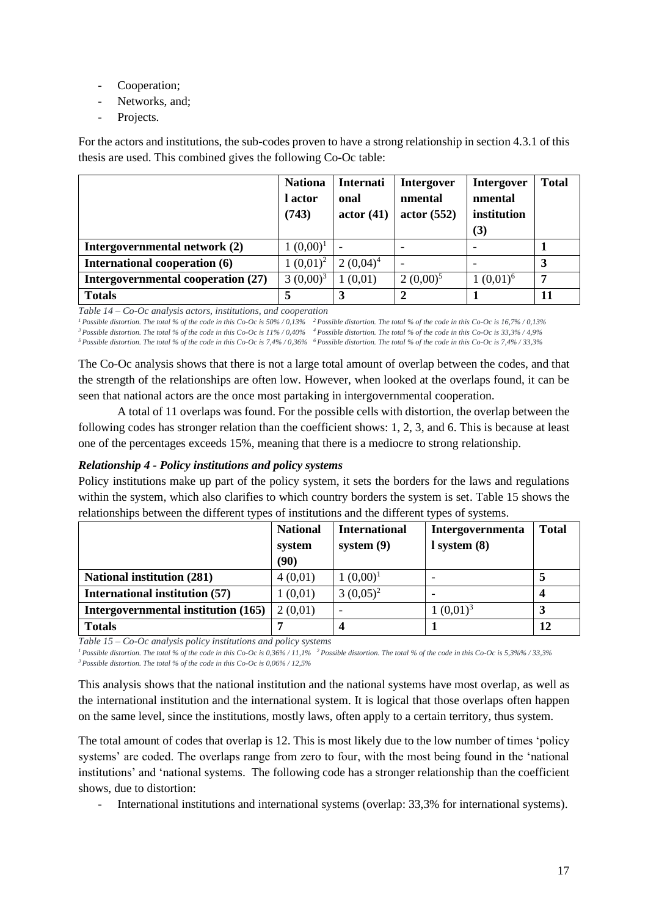- Cooperation;
- Networks, and;
- Projects.

For the actors and institutions, the sub-codes proven to have a strong relationship in section 4.3.1 of this thesis are used. This combined gives the following Co-Oc table:

| | National actor (743) | International actor (41) | Intergovernmental actor (552) | Intergovernmental institution (3) | Total |
|---|---|---|---|---|---|
| **Intergovernmental network (2)** | 1 (0,00)[1] | - | - | - | **1** |
| **International cooperation (6)** | 1 (0,01)[2] | 2 (0,04)[4] | - | - | **3** |
| **Intergovernmental cooperation (27)** | 3 (0,00)[3] | 1 (0,01) | 2 (0,00)[5] | 1 (0,01)[6] | **7** |
| **Totals** | **5** | **3** | **2** | **1** | **11** |

*Table 14 – Co-Oc analysis actors, institutions, and cooperation*

*[1] Possible distortion. The total % of the code in this Co-Oc is 50% / 0,13%   [2] Possible distortion. The total % of the code in this Co-Oc is 16,7% / 0,13%*
*[3] Possible distortion. The total % of the code in this Co-Oc is 11% / 0,40%   [4] Possible distortion. The total % of the code in this Co-Oc is 33,3% / 4,9%*
*[5] Possible distortion. The total % of the code in this Co-Oc is 7,4% / 0,36%   [6] Possible distortion. The total % of the code in this Co-Oc is 7,4% / 33,3%*

The Co-Oc analysis shows that there is not a large total amount of overlap between the codes, and that the strength of the relationships are often low. However, when looked at the overlaps found, it can be seen that national actors are the once most partaking in intergovernmental cooperation.

A total of 11 overlaps was found. For the possible cells with distortion, the overlap between the following codes has stronger relation than the coefficient shows: 1, 2, 3, and 6. This is because at least one of the percentages exceeds 15%, meaning that there is a mediocre to strong relationship.

***Relationship 4 - Policy institutions and policy systems***

Policy institutions make up part of the policy system, it sets the borders for the laws and regulations within the system, which also clarifies to which country borders the system is set. Table 15 shows the relationships between the different types of institutions and the different types of systems.

| | National system (90) | International system (9) | Intergovernmental system (8) | Total |
|---|---|---|---|---|
| **National institution (281)** | 4 (0,01) | 1 (0,00)[1] | - | **5** |
| **International institution (57)** | 1 (0,01) | 3 (0,05)[2] | - | **4** |
| **Intergovernmental institution (165)** | 2 (0,01) | - | 1 (0,01)[3] | **3** |
| **Totals** | **7** | **4** | **1** | **12** |

*Table 15 – Co-Oc analysis policy institutions and policy systems*

*[1] Possible distortion. The total % of the code in this Co-Oc is 0,36% / 11,1%   [2] Possible distortion. The total % of the code in this Co-Oc is 5,3%% / 33,3%*
*[3] Possible distortion. The total % of the code in this Co-Oc is 0,06% / 12,5%*

This analysis shows that the national institution and the national systems have most overlap, as well as the international institution and the international system. It is logical that those overlaps often happen on the same level, since the institutions, mostly laws, often apply to a certain territory, thus system.

The total amount of codes that overlap is 12. This is most likely due to the low number of times 'policy systems' are coded. The overlaps range from zero to four, with the most being found in the 'national institutions' and 'national systems. The following code has a stronger relationship than the coefficient shows, due to distortion:

- International institutions and international systems (overlap: 33,3% for international systems).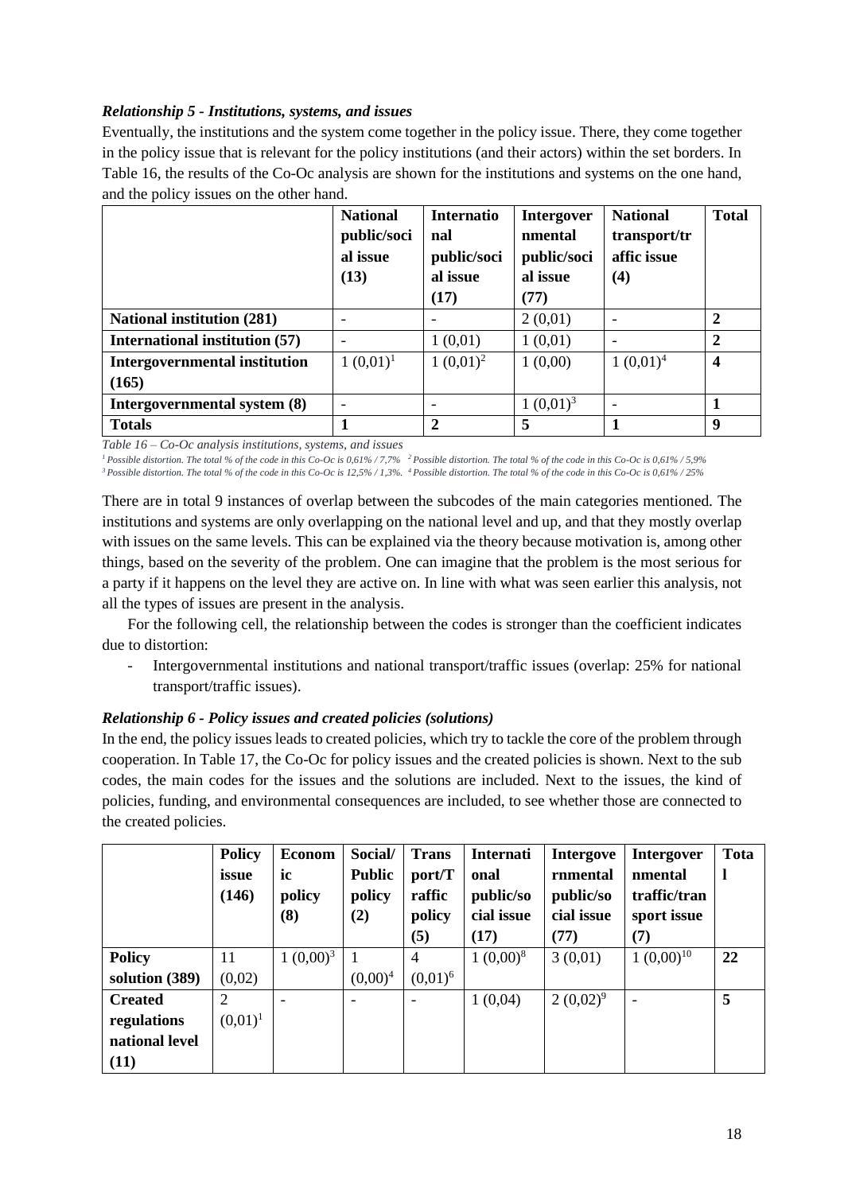### *Relationship 5 - Institutions, systems, and issues*

Eventually, the institutions and the system come together in the policy issue. There, they come together in the policy issue that is relevant for the policy institutions (and their actors) within the set borders. In Table 16, the results of the Co-Oc analysis are shown for the institutions and systems on the one hand, and the policy issues on the other hand.

| | National public/social issue (13) | International public/social issue (17) | Intergovernmental public/social issue (77) | National transport/traffic issue (4) | Total |
|---|---|---|---|---|---|
| **National institution (281)** | - | - | 2 (0,01) | - | **2** |
| **International institution (57)** | - | 1 (0,01) | 1 (0,01) | - | **2** |
| **Intergovernmental institution (165)** | 1 (0,01)[1] | 1 (0,01)[2] | 1 (0,00) | 1 (0,01)[4] | **4** |
| **Intergovernmental system (8)** | - | - | 1 (0,01)[3] | - | **1** |
| **Totals** | **1** | **2** | **5** | **1** | **9** |

*Table 16 – Co-Oc analysis institutions, systems, and issues*

*[1] Possible distortion. The total % of the code in this Co-Oc is 0,61% / 7,7% [2] Possible distortion. The total % of the code in this Co-Oc is 0,61% / 5,9%*
*[3] Possible distortion. The total % of the code in this Co-Oc is 12,5% / 1,3%. [4] Possible distortion. The total % of the code in this Co-Oc is 0,61% / 25%*

There are in total 9 instances of overlap between the subcodes of the main categories mentioned. The institutions and systems are only overlapping on the national level and up, and that they mostly overlap with issues on the same levels. This can be explained via the theory because motivation is, among other things, based on the severity of the problem. One can imagine that the problem is the most serious for a party if it happens on the level they are active on. In line with what was seen earlier this analysis, not all the types of issues are present in the analysis.

For the following cell, the relationship between the codes is stronger than the coefficient indicates due to distortion:

- Intergovernmental institutions and national transport/traffic issues (overlap: 25% for national transport/traffic issues).

### *Relationship 6 - Policy issues and created policies (solutions)*

In the end, the policy issues leads to created policies, which try to tackle the core of the problem through cooperation. In Table 17, the Co-Oc for policy issues and the created policies is shown. Next to the sub codes, the main codes for the issues and the solutions are included. Next to the issues, the kind of policies, funding, and environmental consequences are included, to see whether those are connected to the created policies.

| | Policy issue (146) | Economic policy (8) | Social/Public policy (2) | Transport/Traffic policy (5) | International public/social issue (17) | Intergovernmental public/social issue (77) | Intergovernmental traffic/transport issue (7) | Total |
|---|---|---|---|---|---|---|---|---|
| **Policy solution (389)** | 11 (0,02) | 1 (0,00)[3] | 1 (0,00)[4] | 4 (0,01)[6] | 1 (0,00)[8] | 3 (0,01) | 1 (0,00)[10] | **22** |
| **Created regulations national level (11)** | 2 (0,01)[1] | - | - | - | 1 (0,04) | 2 (0,02)[9] | - | **5** |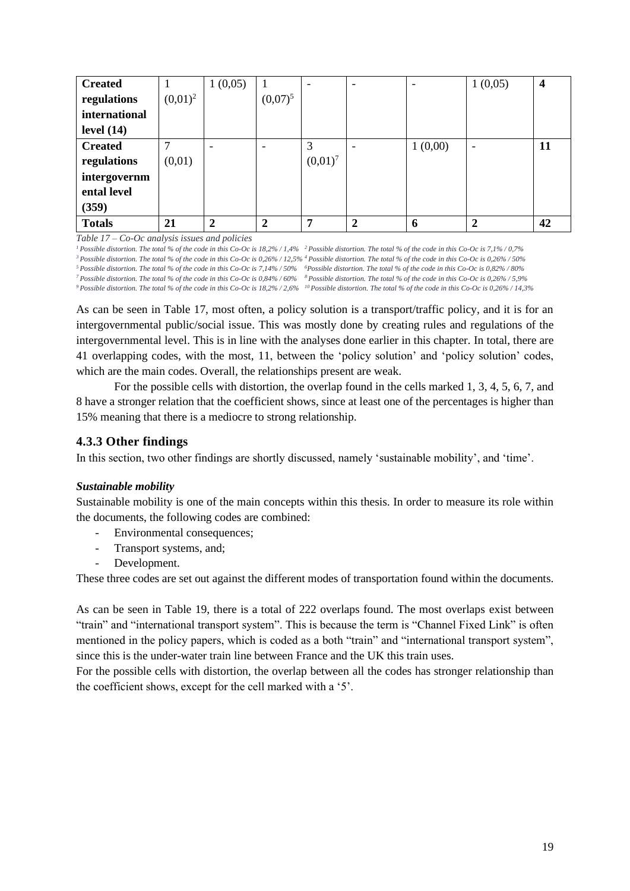| | | | | | | | | |
|---|---|---|---|---|---|---|---|---|
| **Created regulations international level (14)** | 1 (0,01)[2] | 1 (0,05) | 1 (0,07)[5] | - | - | - | 1 (0,05) | **4** |
| **Created regulations intergovernmental level (359)** | 7 (0,01) | - | - | 3 (0,01)[7] | - | 1 (0,00) | - | **11** |
| **Totals** | **21** | **2** | **2** | **7** | **2** | **6** | **2** | **42** |

*Table 17 – Co-Oc analysis issues and policies*

*[1] Possible distortion. The total % of the code in this Co-Oc is 18,2% / 1,4%* *[2] Possible distortion. The total % of the code in this Co-Oc is 7,1% / 0,7%*
*[3] Possible distortion. The total % of the code in this Co-Oc is 0,26% / 12,5%* *[4] Possible distortion. The total % of the code in this Co-Oc is 0,26% / 50%*
*[5] Possible distortion. The total % of the code in this Co-Oc is 7,14% / 50%* *[6] Possible distortion. The total % of the code in this Co-Oc is 0,82% / 80%*
*[7] Possible distortion. The total % of the code in this Co-Oc is 0,84% / 60%* *[8] Possible distortion. The total % of the code in this Co-Oc is 0,26% / 5,9%*
*[9] Possible distortion. The total % of the code in this Co-Oc is 18,2% / 2,6%* *[10] Possible distortion. The total % of the code in this Co-Oc is 0,26% / 14,3%*

As can be seen in Table 17, most often, a policy solution is a transport/traffic policy, and it is for an intergovernmental public/social issue. This was mostly done by creating rules and regulations of the intergovernmental level. This is in line with the analyses done earlier in this chapter. In total, there are 41 overlapping codes, with the most, 11, between the 'policy solution' and 'policy solution' codes, which are the main codes. Overall, the relationships present are weak.

For the possible cells with distortion, the overlap found in the cells marked 1, 3, 4, 5, 6, 7, and 8 have a stronger relation that the coefficient shows, since at least one of the percentages is higher than 15% meaning that there is a mediocre to strong relationship.

### 4.3.3 Other findings

In this section, two other findings are shortly discussed, namely 'sustainable mobility', and 'time'.

***Sustainable mobility***

Sustainable mobility is one of the main concepts within this thesis. In order to measure its role within the documents, the following codes are combined:

- Environmental consequences;
- Transport systems, and;
- Development.

These three codes are set out against the different modes of transportation found within the documents.

As can be seen in Table 19, there is a total of 222 overlaps found. The most overlaps exist between "train" and "international transport system". This is because the term is "Channel Fixed Link" is often mentioned in the policy papers, which is coded as a both "train" and "international transport system", since this is the under-water train line between France and the UK this train uses.
For the possible cells with distortion, the overlap between all the codes has stronger relationship than the coefficient shows, except for the cell marked with a '5'.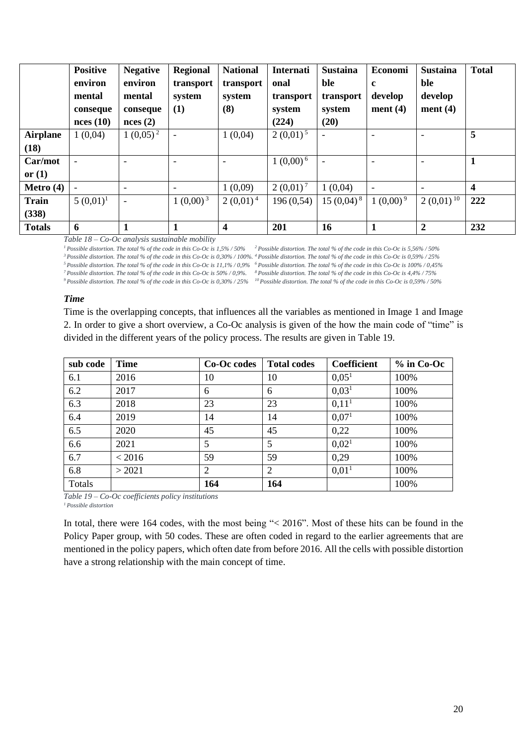| | Positive environmental consequences (10) | Negative environmental consequences (2) | Regional transport system (1) | National transport system (8) | International transport system (224) | Sustainable transport system (20) | Economic development (4) | Sustainable development (4) | Total |
|---|---|---|---|---|---|---|---|---|---|
| **Airplane (18)** | 1 (0,04) | 1 (0,05) [2] | - | 1 (0,04) | 2 (0,01) [5] | - | - | - | **5** |
| **Car/motor (1)** | - | - | - | - | 1 (0,00) [6] | - | - | - | **1** |
| **Metro (4)** | - | - | - | 1 (0,09) | 2 (0,01) [7] | 1 (0,04) | - | - | **4** |
| **Train (338)** | 5 (0,01) [1] | - | 1 (0,00) [3] | 2 (0,01) [4] | 196 (0,54) | 15 (0,04) [8] | 1 (0,00) [9] | 2 (0,01) [10] | **222** |
| **Totals** | **6** | **1** | **1** | **4** | **201** | **16** | **1** | **2** | **232** |

*Table 18 – Co-Oc analysis sustainable mobility*

*[1] Possible distortion. The total % of the code in this Co-Oc is 1,5% / 50%*
*[2] Possible distortion. The total % of the code in this Co-Oc is 5,56% / 50%*
*[3] Possible distortion. The total % of the code in this Co-Oc is 0,30% / 100%.*
*[4] Possible distortion. The total % of the code in this Co-Oc is 0,59% / 25%*
*[5] Possible distortion. The total % of the code in this Co-Oc is 11,1% / 0,9%*
*[6] Possible distortion. The total % of the code in this Co-Oc is 100% / 0,45%*
*[7] Possible distortion. The total % of the code in this Co-Oc is 50% / 0,9%.*
*[8] Possible distortion. The total % of the code in this Co-Oc is 4,4% / 75%*
*[9] Possible distortion. The total % of the code in this Co-Oc is 0,30% / 25%*
*[10] Possible distortion. The total % of the code in this Co-Oc is 0,59% / 50%*

### *Time*

Time is the overlapping concepts, that influences all the variables as mentioned in Image 1 and Image 2. In order to give a short overview, a Co-Oc analysis is given of the how the main code of "time" is divided in the different years of the policy process. The results are given in Table 19.

| sub code | Time | Co-Oc codes | Total codes | Coefficient | % in Co-Oc |
|---|---|---|---|---|---|
| 6.1 | 2016 | 10 | 10 | 0,05 [1] | 100% |
| 6.2 | 2017 | 6 | 6 | 0,03 [1] | 100% |
| 6.3 | 2018 | 23 | 23 | 0,11 [1] | 100% |
| 6.4 | 2019 | 14 | 14 | 0,07 [1] | 100% |
| 6.5 | 2020 | 45 | 45 | 0,22 | 100% |
| 6.6 | 2021 | 5 | 5 | 0,02 [1] | 100% |
| 6.7 | < 2016 | 59 | 59 | 0,29 | 100% |
| 6.8 | > 2021 | 2 | 2 | 0,01 [1] | 100% |
| Totals | | **164** | **164** | | 100% |

*Table 19 – Co-Oc coefficients policy institutions*
*[1] Possible distortion*

In total, there were 164 codes, with the most being "< 2016". Most of these hits can be found in the Policy Paper group, with 50 codes. These are often coded in regard to the earlier agreements that are mentioned in the policy papers, which often date from before 2016. All the cells with possible distortion have a strong relationship with the main concept of time.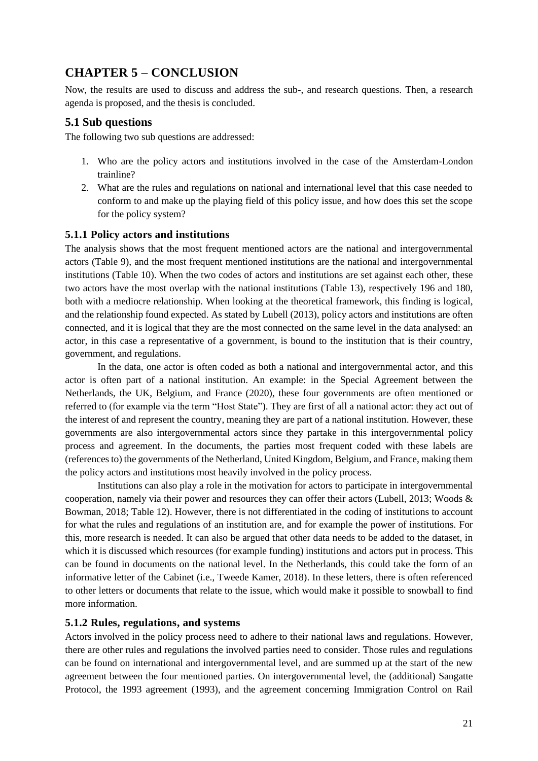# CHAPTER 5 – CONCLUSION

Now, the results are used to discuss and address the sub-, and research questions. Then, a research agenda is proposed, and the thesis is concluded.

## 5.1 Sub questions

The following two sub questions are addressed:

1. Who are the policy actors and institutions involved in the case of the Amsterdam-London trainline?
2. What are the rules and regulations on national and international level that this case needed to conform to and make up the playing field of this policy issue, and how does this set the scope for the policy system?

### 5.1.1 Policy actors and institutions

The analysis shows that the most frequent mentioned actors are the national and intergovernmental actors (Table 9), and the most frequent mentioned institutions are the national and intergovernmental institutions (Table 10). When the two codes of actors and institutions are set against each other, these two actors have the most overlap with the national institutions (Table 13), respectively 196 and 180, both with a mediocre relationship. When looking at the theoretical framework, this finding is logical, and the relationship found expected. As stated by Lubell (2013), policy actors and institutions are often connected, and it is logical that they are the most connected on the same level in the data analysed: an actor, in this case a representative of a government, is bound to the institution that is their country, government, and regulations.

In the data, one actor is often coded as both a national and intergovernmental actor, and this actor is often part of a national institution. An example: in the Special Agreement between the Netherlands, the UK, Belgium, and France (2020), these four governments are often mentioned or referred to (for example via the term "Host State"). They are first of all a national actor: they act out of the interest of and represent the country, meaning they are part of a national institution. However, these governments are also intergovernmental actors since they partake in this intergovernmental policy process and agreement. In the documents, the parties most frequent coded with these labels are (references to) the governments of the Netherland, United Kingdom, Belgium, and France, making them the policy actors and institutions most heavily involved in the policy process.

Institutions can also play a role in the motivation for actors to participate in intergovernmental cooperation, namely via their power and resources they can offer their actors (Lubell, 2013; Woods & Bowman, 2018; Table 12). However, there is not differentiated in the coding of institutions to account for what the rules and regulations of an institution are, and for example the power of institutions. For this, more research is needed. It can also be argued that other data needs to be added to the dataset, in which it is discussed which resources (for example funding) institutions and actors put in process. This can be found in documents on the national level. In the Netherlands, this could take the form of an informative letter of the Cabinet (i.e., Tweede Kamer, 2018). In these letters, there is often referenced to other letters or documents that relate to the issue, which would make it possible to snowball to find more information.

### 5.1.2 Rules, regulations, and systems

Actors involved in the policy process need to adhere to their national laws and regulations. However, there are other rules and regulations the involved parties need to consider. Those rules and regulations can be found on international and intergovernmental level, and are summed up at the start of the new agreement between the four mentioned parties. On intergovernmental level, the (additional) Sangatte Protocol, the 1993 agreement (1993), and the agreement concerning Immigration Control on Rail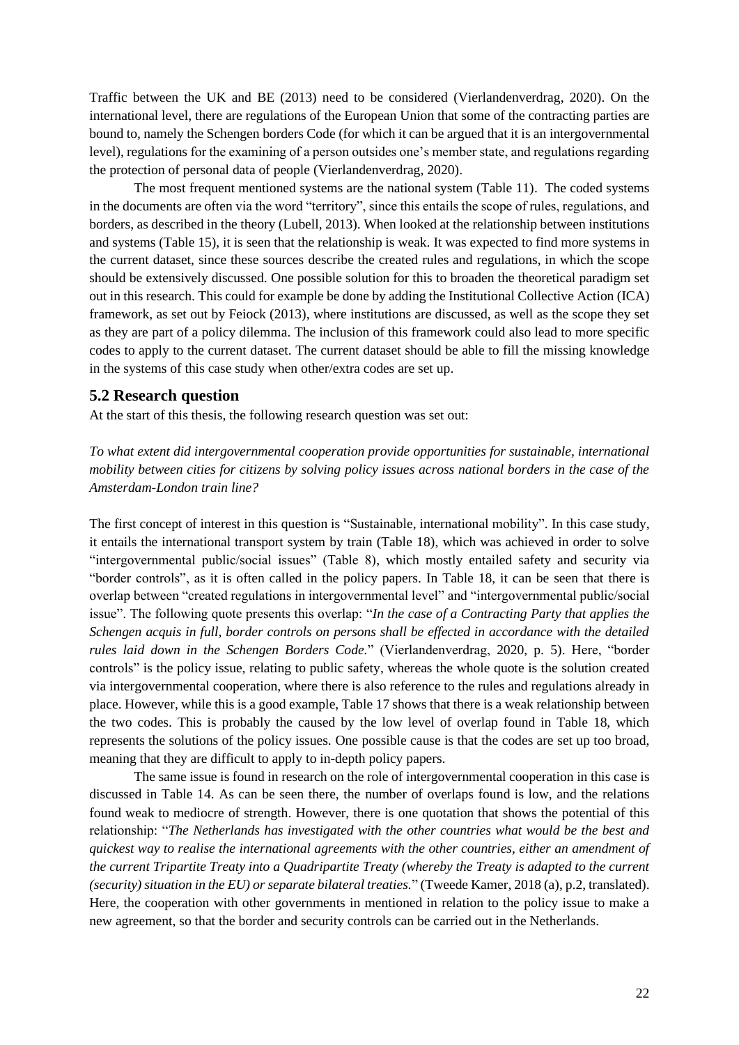Traffic between the UK and BE (2013) need to be considered (Vierlandenverdrag, 2020). On the international level, there are regulations of the European Union that some of the contracting parties are bound to, namely the Schengen borders Code (for which it can be argued that it is an intergovernmental level), regulations for the examining of a person outsides one's member state, and regulations regarding the protection of personal data of people (Vierlandenverdrag, 2020).

The most frequent mentioned systems are the national system (Table 11). The coded systems in the documents are often via the word "territory", since this entails the scope of rules, regulations, and borders, as described in the theory (Lubell, 2013). When looked at the relationship between institutions and systems (Table 15), it is seen that the relationship is weak. It was expected to find more systems in the current dataset, since these sources describe the created rules and regulations, in which the scope should be extensively discussed. One possible solution for this to broaden the theoretical paradigm set out in this research. This could for example be done by adding the Institutional Collective Action (ICA) framework, as set out by Feiock (2013), where institutions are discussed, as well as the scope they set as they are part of a policy dilemma. The inclusion of this framework could also lead to more specific codes to apply to the current dataset. The current dataset should be able to fill the missing knowledge in the systems of this case study when other/extra codes are set up.

## 5.2 Research question

At the start of this thesis, the following research question was set out:

*To what extent did intergovernmental cooperation provide opportunities for sustainable, international mobility between cities for citizens by solving policy issues across national borders in the case of the Amsterdam-London train line?*

The first concept of interest in this question is "Sustainable, international mobility". In this case study, it entails the international transport system by train (Table 18), which was achieved in order to solve "intergovernmental public/social issues" (Table 8), which mostly entailed safety and security via "border controls", as it is often called in the policy papers. In Table 18, it can be seen that there is overlap between "created regulations in intergovernmental level" and "intergovernmental public/social issue". The following quote presents this overlap: "*In the case of a Contracting Party that applies the Schengen acquis in full, border controls on persons shall be effected in accordance with the detailed rules laid down in the Schengen Borders Code.*" (Vierlandenverdrag, 2020, p. 5). Here, "border controls" is the policy issue, relating to public safety, whereas the whole quote is the solution created via intergovernmental cooperation, where there is also reference to the rules and regulations already in place. However, while this is a good example, Table 17 shows that there is a weak relationship between the two codes. This is probably the caused by the low level of overlap found in Table 18, which represents the solutions of the policy issues. One possible cause is that the codes are set up too broad, meaning that they are difficult to apply to in-depth policy papers.

The same issue is found in research on the role of intergovernmental cooperation in this case is discussed in Table 14. As can be seen there, the number of overlaps found is low, and the relations found weak to mediocre of strength. However, there is one quotation that shows the potential of this relationship: "*The Netherlands has investigated with the other countries what would be the best and quickest way to realise the international agreements with the other countries, either an amendment of the current Tripartite Treaty into a Quadripartite Treaty (whereby the Treaty is adapted to the current (security) situation in the EU) or separate bilateral treaties.*" (Tweede Kamer, 2018 (a), p.2, translated). Here, the cooperation with other governments in mentioned in relation to the policy issue to make a new agreement, so that the border and security controls can be carried out in the Netherlands.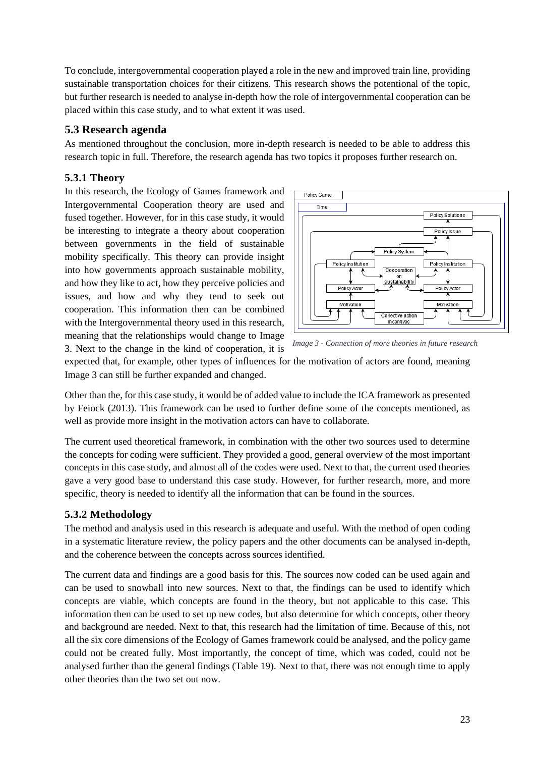To conclude, intergovernmental cooperation played a role in the new and improved train line, providing sustainable transportation choices for their citizens. This research shows the potentional of the topic, but further research is needed to analyse in-depth how the role of intergovernmental cooperation can be placed within this case study, and to what extent it was used.

## 5.3 Research agenda

As mentioned throughout the conclusion, more in-depth research is needed to be able to address this research topic in full. Therefore, the research agenda has two topics it proposes further research on.

### 5.3.1 Theory

In this research, the Ecology of Games framework and Intergovernmental Cooperation theory are used and fused together. However, for in this case study, it would be interesting to integrate a theory about cooperation between governments in the field of sustainable mobility specifically. This theory can provide insight into how governments approach sustainable mobility, and how they like to act, how they perceive policies and issues, and how and why they tend to seek out cooperation. This information then can be combined with the Intergovernmental theory used in this research, meaning that the relationships would change to Image 3. Next to the change in the kind of cooperation, it is expected that, for example, other types of influences for the motivation of actors are found, meaning Image 3 can still be further expanded and changed.

*Image 3 - Connection of more theories in future research*

Other than the, for this case study, it would be of added value to include the ICA framework as presented by Feiock (2013). This framework can be used to further define some of the concepts mentioned, as well as provide more insight in the motivation actors can have to collaborate.

The current used theoretical framework, in combination with the other two sources used to determine the concepts for coding were sufficient. They provided a good, general overview of the most important concepts in this case study, and almost all of the codes were used. Next to that, the current used theories gave a very good base to understand this case study. However, for further research, more, and more specific, theory is needed to identify all the information that can be found in the sources.

### 5.3.2 Methodology

The method and analysis used in this research is adequate and useful. With the method of open coding in a systematic literature review, the policy papers and the other documents can be analysed in-depth, and the coherence between the concepts across sources identified.

The current data and findings are a good basis for this. The sources now coded can be used again and can be used to snowball into new sources. Next to that, the findings can be used to identify which concepts are viable, which concepts are found in the theory, but not applicable to this case. This information then can be used to set up new codes, but also determine for which concepts, other theory and background are needed. Next to that, this research had the limitation of time. Because of this, not all the six core dimensions of the Ecology of Games framework could be analysed, and the policy game could not be created fully. Most importantly, the concept of time, which was coded, could not be analysed further than the general findings (Table 19). Next to that, there was not enough time to apply other theories than the two set out now.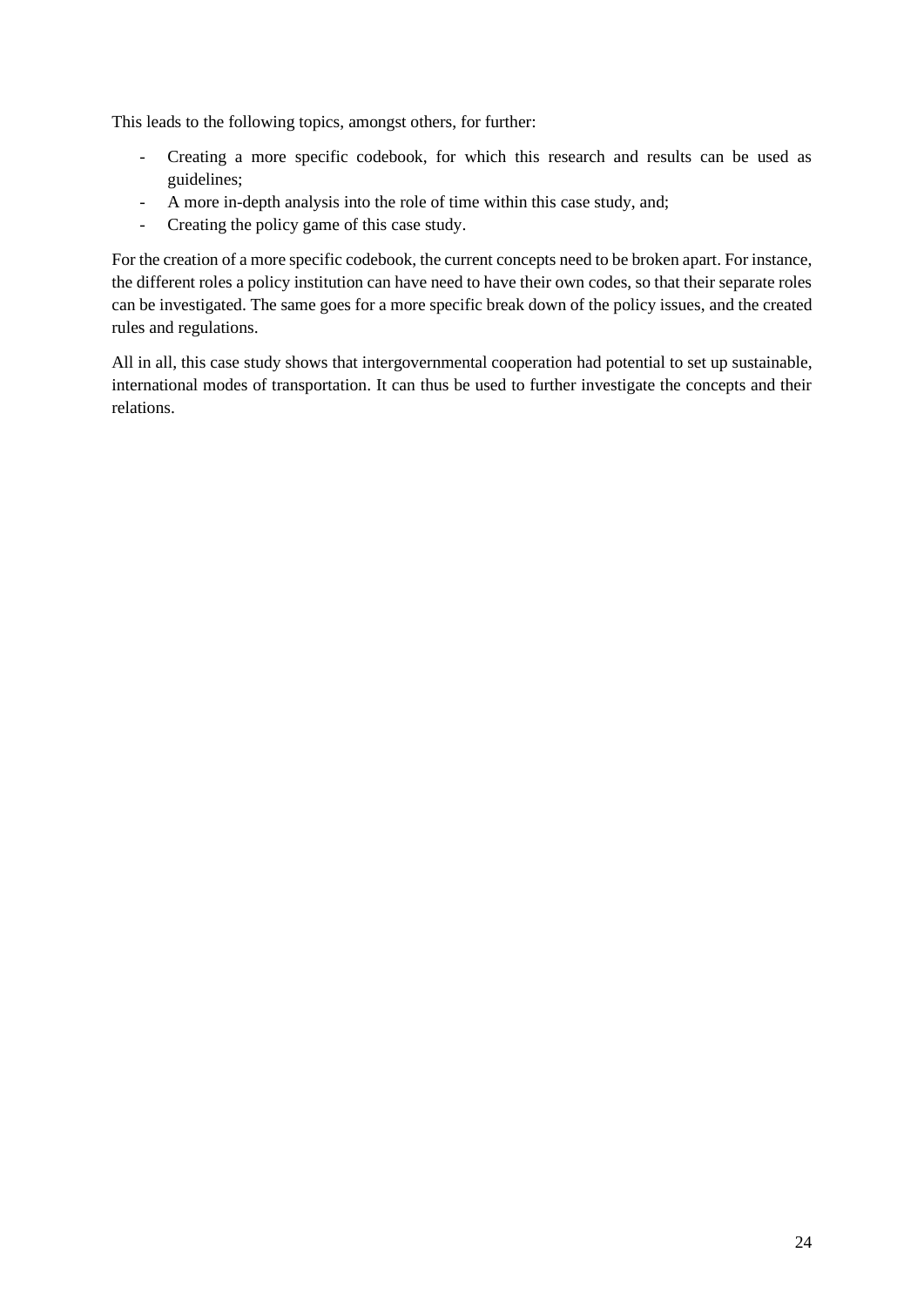This leads to the following topics, amongst others, for further:

- Creating a more specific codebook, for which this research and results can be used as guidelines;
- A more in-depth analysis into the role of time within this case study, and;
- Creating the policy game of this case study.

For the creation of a more specific codebook, the current concepts need to be broken apart. For instance, the different roles a policy institution can have need to have their own codes, so that their separate roles can be investigated. The same goes for a more specific break down of the policy issues, and the created rules and regulations.

All in all, this case study shows that intergovernmental cooperation had potential to set up sustainable, international modes of transportation. It can thus be used to further investigate the concepts and their relations.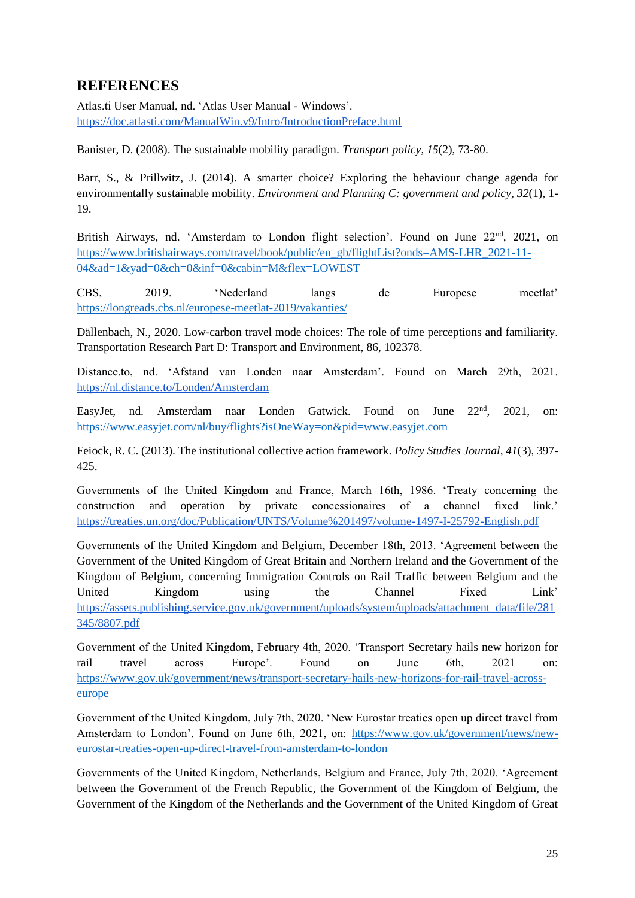## REFERENCES

Atlas.ti User Manual, nd. 'Atlas User Manual - Windows'. https://doc.atlasti.com/ManualWin.v9/Intro/IntroductionPreface.html

Banister, D. (2008). The sustainable mobility paradigm. *Transport policy*, *15*(2), 73-80.

Barr, S., & Prillwitz, J. (2014). A smarter choice? Exploring the behaviour change agenda for environmentally sustainable mobility. *Environment and Planning C: government and policy*, *32*(1), 1-19.

British Airways, nd. 'Amsterdam to London flight selection'. Found on June 22nd, 2021, on https://www.britishairways.com/travel/book/public/en_gb/flightList?onds=AMS-LHR_2021-11-04&ad=1&yad=0&ch=0&inf=0&cabin=M&flex=LOWEST

CBS, 2019. 'Nederland langs de Europese meetlat' https://longreads.cbs.nl/europese-meetlat-2019/vakanties/

Dällenbach, N., 2020. Low-carbon travel mode choices: The role of time perceptions and familiarity. Transportation Research Part D: Transport and Environment, 86, 102378.

Distance.to, nd. 'Afstand van Londen naar Amsterdam'. Found on March 29th, 2021. https://nl.distance.to/Londen/Amsterdam

EasyJet, nd. Amsterdam naar Londen Gatwick. Found on June 22nd, 2021, on: https://www.easyjet.com/nl/buy/flights?isOneWay=on&pid=www.easyjet.com

Feiock, R. C. (2013). The institutional collective action framework. *Policy Studies Journal*, *41*(3), 397-425.

Governments of the United Kingdom and France, March 16th, 1986. 'Treaty concerning the construction and operation by private concessionaires of a channel fixed link.' https://treaties.un.org/doc/Publication/UNTS/Volume%201497/volume-1497-I-25792-English.pdf

Governments of the United Kingdom and Belgium, December 18th, 2013. 'Agreement between the Government of the United Kingdom of Great Britain and Northern Ireland and the Government of the Kingdom of Belgium, concerning Immigration Controls on Rail Traffic between Belgium and the United Kingdom using the Channel Fixed Link' https://assets.publishing.service.gov.uk/government/uploads/system/uploads/attachment_data/file/281345/8807.pdf

Government of the United Kingdom, February 4th, 2020. 'Transport Secretary hails new horizon for rail travel across Europe'. Found on June 6th, 2021 on: https://www.gov.uk/government/news/transport-secretary-hails-new-horizons-for-rail-travel-across-europe

Government of the United Kingdom, July 7th, 2020. 'New Eurostar treaties open up direct travel from Amsterdam to London'. Found on June 6th, 2021, on: https://www.gov.uk/government/news/new-eurostar-treaties-open-up-direct-travel-from-amsterdam-to-london

Governments of the United Kingdom, Netherlands, Belgium and France, July 7th, 2020. 'Agreement between the Government of the French Republic, the Government of the Kingdom of Belgium, the Government of the Kingdom of the Netherlands and the Government of the United Kingdom of Great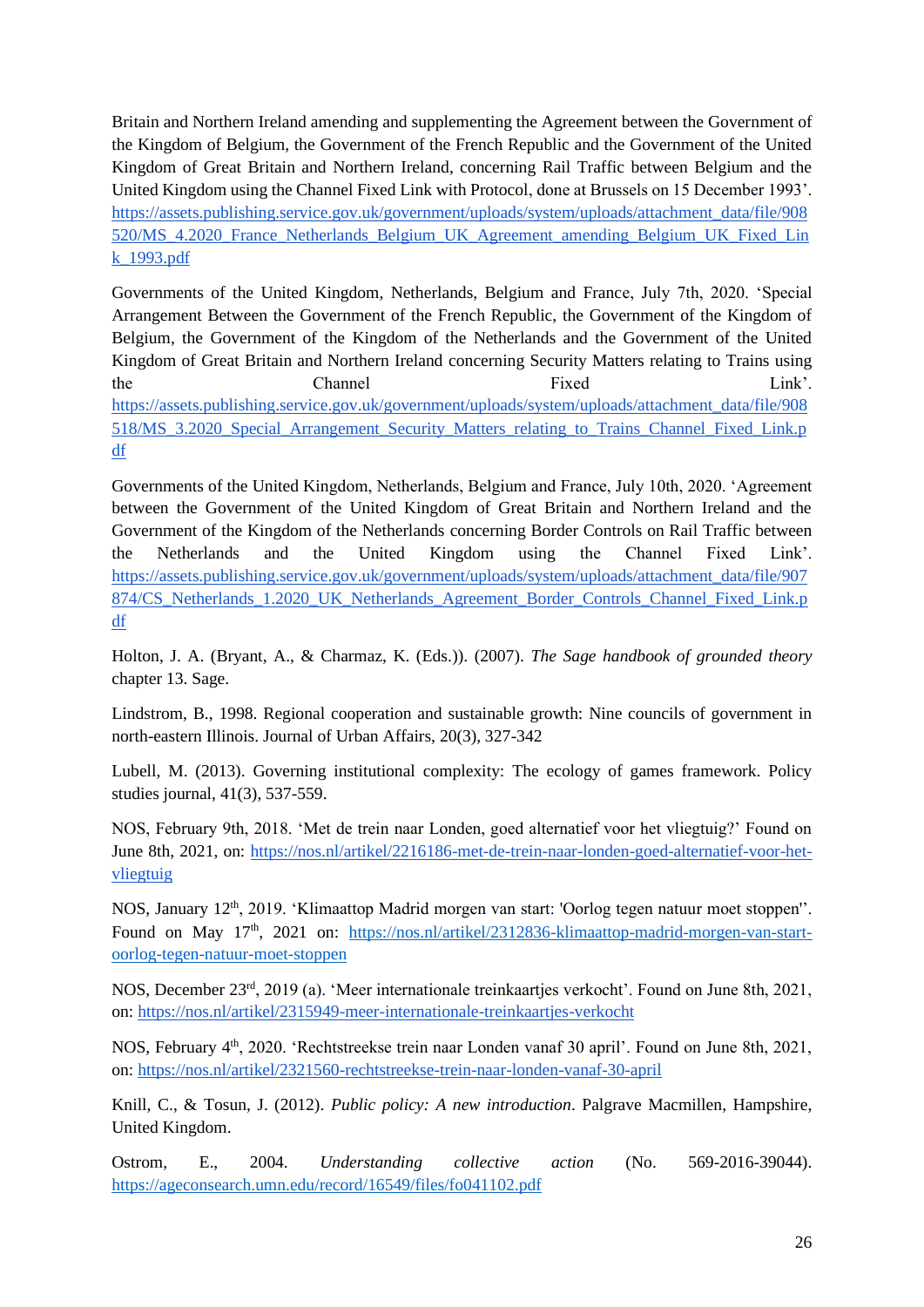Britain and Northern Ireland amending and supplementing the Agreement between the Government of the Kingdom of Belgium, the Government of the French Republic and the Government of the United Kingdom of Great Britain and Northern Ireland, concerning Rail Traffic between Belgium and the United Kingdom using the Channel Fixed Link with Protocol, done at Brussels on 15 December 1993'. https://assets.publishing.service.gov.uk/government/uploads/system/uploads/attachment_data/file/908520/MS_4.2020_France_Netherlands_Belgium_UK_Agreement_amending_Belgium_UK_Fixed_Link_1993.pdf

Governments of the United Kingdom, Netherlands, Belgium and France, July 7th, 2020. 'Special Arrangement Between the Government of the French Republic, the Government of the Kingdom of Belgium, the Government of the Kingdom of the Netherlands and the Government of the United Kingdom of Great Britain and Northern Ireland concerning Security Matters relating to Trains using the Channel Fixed Link'. https://assets.publishing.service.gov.uk/government/uploads/system/uploads/attachment_data/file/908518/MS_3.2020_Special_Arrangement_Security_Matters_relating_to_Trains_Channel_Fixed_Link.pdf

Governments of the United Kingdom, Netherlands, Belgium and France, July 10th, 2020. 'Agreement between the Government of the United Kingdom of Great Britain and Northern Ireland and the Government of the Kingdom of the Netherlands concerning Border Controls on Rail Traffic between the Netherlands and the United Kingdom using the Channel Fixed Link'. https://assets.publishing.service.gov.uk/government/uploads/system/uploads/attachment_data/file/907874/CS_Netherlands_1.2020_UK_Netherlands_Agreement_Border_Controls_Channel_Fixed_Link.pdf

Holton, J. A. (Bryant, A., & Charmaz, K. (Eds.)). (2007). *The Sage handbook of grounded theory* chapter 13. Sage.

Lindstrom, B., 1998. Regional cooperation and sustainable growth: Nine councils of government in north-eastern Illinois. Journal of Urban Affairs, 20(3), 327-342

Lubell, M. (2013). Governing institutional complexity: The ecology of games framework. Policy studies journal, 41(3), 537-559.

NOS, February 9th, 2018. 'Met de trein naar Londen, goed alternatief voor het vliegtuig?' Found on June 8th, 2021, on: https://nos.nl/artikel/2216186-met-de-trein-naar-londen-goed-alternatief-voor-het-vliegtuig

NOS, January 12th, 2019. 'Klimaattop Madrid morgen van start: 'Oorlog tegen natuur moet stoppen''. Found on May 17th, 2021 on: https://nos.nl/artikel/2312836-klimaattop-madrid-morgen-van-start-oorlog-tegen-natuur-moet-stoppen

NOS, December 23rd, 2019 (a). 'Meer internationale treinkaartjes verkocht'. Found on June 8th, 2021, on: https://nos.nl/artikel/2315949-meer-internationale-treinkaartjes-verkocht

NOS, February 4th, 2020. 'Rechtstreekse trein naar Londen vanaf 30 april'. Found on June 8th, 2021, on: https://nos.nl/artikel/2321560-rechtstreekse-trein-naar-londen-vanaf-30-april

Knill, C., & Tosun, J. (2012). *Public policy: A new introduction*. Palgrave Macmillen, Hampshire, United Kingdom.

Ostrom, E., 2004. *Understanding collective action* (No. 569-2016-39044). https://ageconsearch.umn.edu/record/16549/files/fo041102.pdf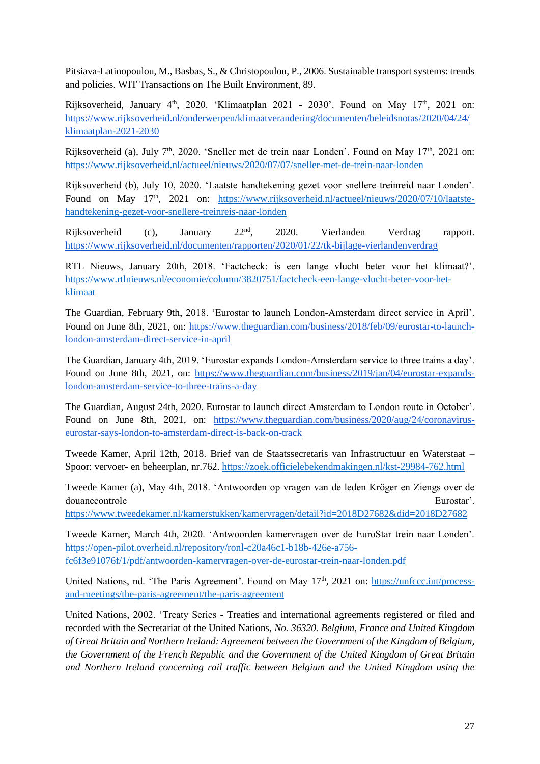Pitsiava-Latinopoulou, M., Basbas, S., & Christopoulou, P., 2006. Sustainable transport systems: trends and policies. WIT Transactions on The Built Environment, 89.

Rijksoverheid, January 4th, 2020. 'Klimaatplan 2021 - 2030'. Found on May 17th, 2021 on: https://www.rijksoverheid.nl/onderwerpen/klimaatverandering/documenten/beleidsnotas/2020/04/24/klimaatplan-2021-2030

Rijksoverheid (a), July 7th, 2020. 'Sneller met de trein naar Londen'. Found on May 17th, 2021 on: https://www.rijksoverheid.nl/actueel/nieuws/2020/07/07/sneller-met-de-trein-naar-londen

Rijksoverheid (b), July 10, 2020. 'Laatste handtekening gezet voor snellere treinreid naar Londen'. Found on May 17th, 2021 on: https://www.rijksoverheid.nl/actueel/nieuws/2020/07/10/laatste-handtekening-gezet-voor-snellere-treinreis-naar-londen

Rijksoverheid (c), January 22nd, 2020. Vierlanden Verdrag rapport. https://www.rijksoverheid.nl/documenten/rapporten/2020/01/22/tk-bijlage-vierlandenverdrag

RTL Nieuws, January 20th, 2018. 'Factcheck: is een lange vlucht beter voor het klimaat?'. https://www.rtlnieuws.nl/economie/column/3820751/factcheck-een-lange-vlucht-beter-voor-het-klimaat

The Guardian, February 9th, 2018. 'Eurostar to launch London-Amsterdam direct service in April'. Found on June 8th, 2021, on: https://www.theguardian.com/business/2018/feb/09/eurostar-to-launch-london-amsterdam-direct-service-in-april

The Guardian, January 4th, 2019. 'Eurostar expands London-Amsterdam service to three trains a day'. Found on June 8th, 2021, on: https://www.theguardian.com/business/2019/jan/04/eurostar-expands-london-amsterdam-service-to-three-trains-a-day

The Guardian, August 24th, 2020. Eurostar to launch direct Amsterdam to London route in October'. Found on June 8th, 2021, on: https://www.theguardian.com/business/2020/aug/24/coronavirus-eurostar-says-london-to-amsterdam-direct-is-back-on-track

Tweede Kamer, April 12th, 2018. Brief van de Staatssecretaris van Infrastructuur en Waterstaat – Spoor: vervoer- en beheerplan, nr.762. https://zoek.officielebekendmakingen.nl/kst-29984-762.html

Tweede Kamer (a), May 4th, 2018. 'Antwoorden op vragen van de leden Kröger en Ziengs over de douanecontrole Eurostar'. https://www.tweedekamer.nl/kamerstukken/kamervragen/detail?id=2018D27682&did=2018D27682

Tweede Kamer, March 4th, 2020. 'Antwoorden kamervragen over de EuroStar trein naar Londen'. https://open-pilot.overheid.nl/repository/ronl-c20a46c1-b18b-426e-a756-fc6f3e91076f/1/pdf/antwoorden-kamervragen-over-de-eurostar-trein-naar-londen.pdf

United Nations, nd. 'The Paris Agreement'. Found on May 17th, 2021 on: https://unfccc.int/process-and-meetings/the-paris-agreement/the-paris-agreement

United Nations, 2002. 'Treaty Series - Treaties and international agreements registered or filed and recorded with the Secretariat of the United Nations, *No. 36320. Belgium, France and United Kingdom of Great Britain and Northern Ireland: Agreement between the Government of the Kingdom of Belgium, the Government of the French Republic and the Government of the United Kingdom of Great Britain and Northern Ireland concerning rail traffic between Belgium and the United Kingdom using the*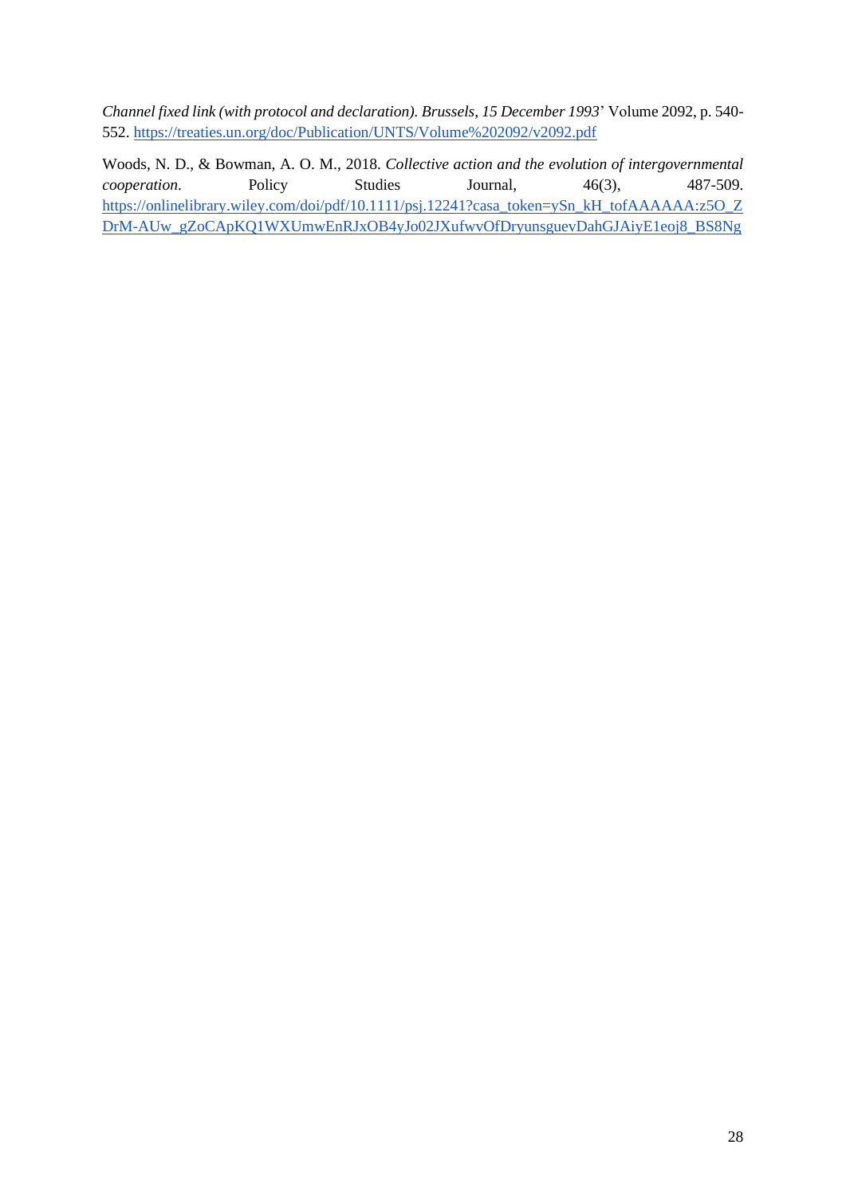*Channel fixed link (with protocol and declaration). Brussels, 15 December 1993*' Volume 2092, p. 540-552. https://treaties.un.org/doc/Publication/UNTS/Volume%202092/v2092.pdf

Woods, N. D., & Bowman, A. O. M., 2018. *Collective action and the evolution of intergovernmental cooperation*. Policy Studies Journal, 46(3), 487-509. https://onlinelibrary.wiley.com/doi/pdf/10.1111/psj.12241?casa_token=ySn_kH_tofAAAAAA:z5O_ZDrM-AUw_gZoCApKQ1WXUmwEnRJxOB4yJo02JXufwvOfDryunsguevDahGJAiyE1eoj8_BS8Ng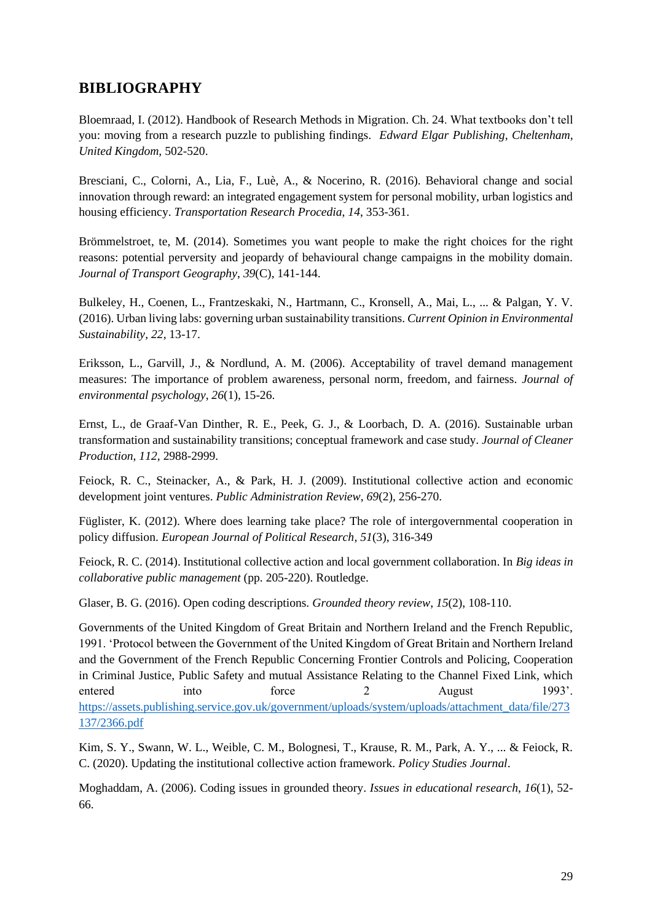## BIBLIOGRAPHY

Bloemraad, I. (2012). Handbook of Research Methods in Migration. Ch. 24. What textbooks don't tell you: moving from a research puzzle to publishing findings. *Edward Elgar Publishing, Cheltenham, United Kingdom,* 502-520.

Bresciani, C., Colorni, A., Lia, F., Luè, A., & Nocerino, R. (2016). Behavioral change and social innovation through reward: an integrated engagement system for personal mobility, urban logistics and housing efficiency. *Transportation Research Procedia*, *14*, 353-361.

Brömmelstroet, te, M. (2014). Sometimes you want people to make the right choices for the right reasons: potential perversity and jeopardy of behavioural change campaigns in the mobility domain. *Journal of Transport Geography*, *39*(C), 141-144.

Bulkeley, H., Coenen, L., Frantzeskaki, N., Hartmann, C., Kronsell, A., Mai, L., ... & Palgan, Y. V. (2016). Urban living labs: governing urban sustainability transitions. *Current Opinion in Environmental Sustainability*, *22*, 13-17.

Eriksson, L., Garvill, J., & Nordlund, A. M. (2006). Acceptability of travel demand management measures: The importance of problem awareness, personal norm, freedom, and fairness. *Journal of environmental psychology*, *26*(1), 15-26.

Ernst, L., de Graaf-Van Dinther, R. E., Peek, G. J., & Loorbach, D. A. (2016). Sustainable urban transformation and sustainability transitions; conceptual framework and case study. *Journal of Cleaner Production*, *112*, 2988-2999.

Feiock, R. C., Steinacker, A., & Park, H. J. (2009). Institutional collective action and economic development joint ventures. *Public Administration Review*, *69*(2), 256-270.

Füglister, K. (2012). Where does learning take place? The role of intergovernmental cooperation in policy diffusion. *European Journal of Political Research*, *51*(3), 316-349

Feiock, R. C. (2014). Institutional collective action and local government collaboration. In *Big ideas in collaborative public management* (pp. 205-220). Routledge.

Glaser, B. G. (2016). Open coding descriptions. *Grounded theory review*, *15*(2), 108-110.

Governments of the United Kingdom of Great Britain and Northern Ireland and the French Republic, 1991. 'Protocol between the Government of the United Kingdom of Great Britain and Northern Ireland and the Government of the French Republic Concerning Frontier Controls and Policing, Cooperation in Criminal Justice, Public Safety and mutual Assistance Relating to the Channel Fixed Link, which entered into force 2 August 1993'. https://assets.publishing.service.gov.uk/government/uploads/system/uploads/attachment_data/file/273137/2366.pdf

Kim, S. Y., Swann, W. L., Weible, C. M., Bolognesi, T., Krause, R. M., Park, A. Y., ... & Feiock, R. C. (2020). Updating the institutional collective action framework. *Policy Studies Journal*.

Moghaddam, A. (2006). Coding issues in grounded theory. *Issues in educational research*, *16*(1), 52-66.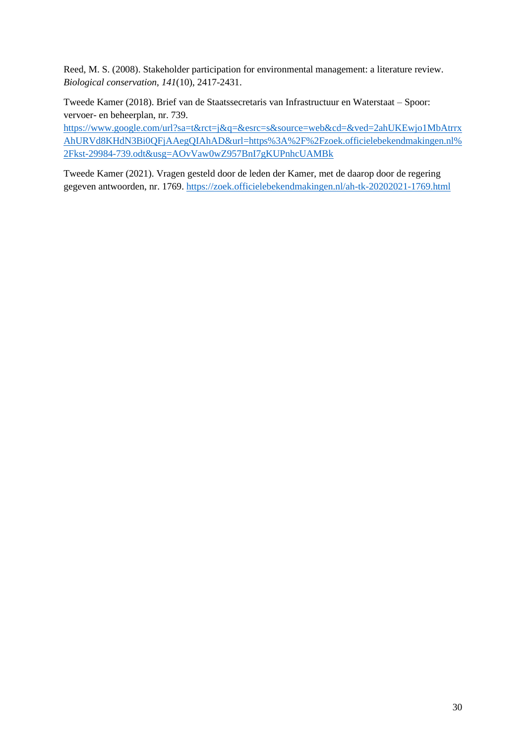Reed, M. S. (2008). Stakeholder participation for environmental management: a literature review. *Biological conservation*, *141*(10), 2417-2431.

Tweede Kamer (2018). Brief van de Staatssecretaris van Infrastructuur en Waterstaat – Spoor: vervoer- en beheerplan, nr. 739. https://www.google.com/url?sa=t&rct=j&q=&esrc=s&source=web&cd=&ved=2ahUKEwjo1MbAtrrxAhURVd8KHdN3Bi0QFjAAegQIAhAD&url=https%3A%2F%2Fzoek.officielebekendmakingen.nl%2Fkst-29984-739.odt&usg=AOvVaw0wZ957BnI7gKUPnhcUAMBk

Tweede Kamer (2021). Vragen gesteld door de leden der Kamer, met de daarop door de regering gegeven antwoorden, nr. 1769. https://zoek.officielebekendmakingen.nl/ah-tk-20202021-1769.html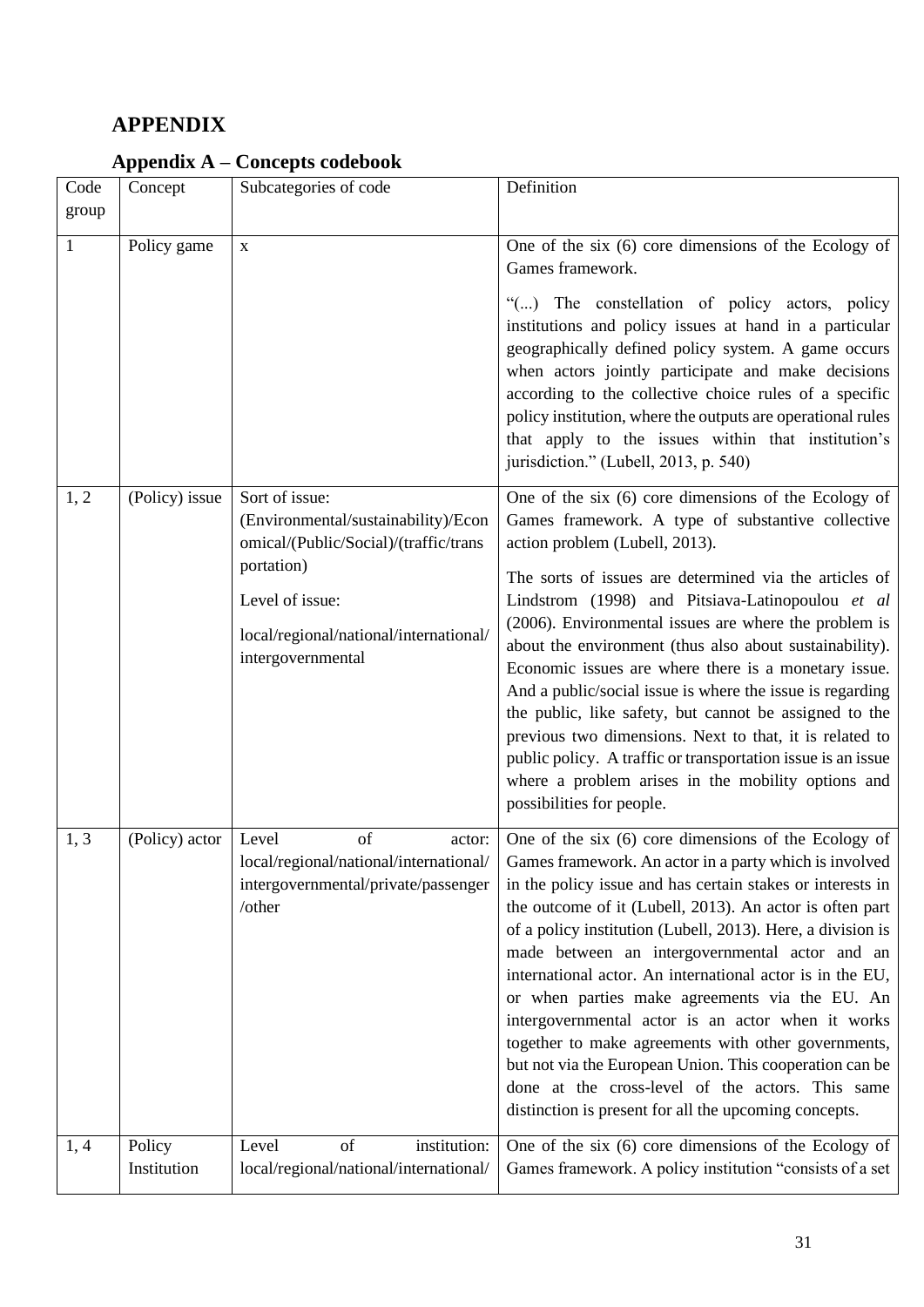# APPENDIX

## Appendix A – Concepts codebook

| Code group | Concept | Subcategories of code | Definition |
|---|---|---|---|
| 1 | Policy game | x | One of the six (6) core dimensions of the Ecology of Games framework.<br><br>"(...) The constellation of policy actors, policy institutions and policy issues at hand in a particular geographically defined policy system. A game occurs when actors jointly participate and make decisions according to the collective choice rules of a specific policy institution, where the outputs are operational rules that apply to the issues within that institution's jurisdiction." (Lubell, 2013, p. 540) |
| 1, 2 | (Policy) issue | Sort of issue: (Environmental/sustainability)/Economical/(Public/Social)/(traffic/transportation)<br><br>Level of issue:<br><br>local/regional/national/international/intergovernmental | One of the six (6) core dimensions of the Ecology of Games framework. A type of substantive collective action problem (Lubell, 2013).<br><br>The sorts of issues are determined via the articles of Lindstrom (1998) and Pitsiava-Latinopoulou *et al* (2006). Environmental issues are where the problem is about the environment (thus also about sustainability). Economic issues are where there is a monetary issue. And a public/social issue is where the issue is regarding the public, like safety, but cannot be assigned to the previous two dimensions. Next to that, it is related to public policy. A traffic or transportation issue is an issue where a problem arises in the mobility options and possibilities for people. |
| 1, 3 | (Policy) actor | Level of actor: local/regional/national/international/intergovernmental/private/passenger/other | One of the six (6) core dimensions of the Ecology of Games framework. An actor in a party which is involved in the policy issue and has certain stakes or interests in the outcome of it (Lubell, 2013). An actor is often part of a policy institution (Lubell, 2013). Here, a division is made between an intergovernmental actor and an international actor. An international actor is in the EU, or when parties make agreements via the EU. An intergovernmental actor is an actor when it works together to make agreements with other governments, but not via the European Union. This cooperation can be done at the cross-level of the actors. This same distinction is present for all the upcoming concepts. |
| 1, 4 | Policy Institution | Level of institution: local/regional/national/international/ | One of the six (6) core dimensions of the Ecology of Games framework. A policy institution "consists of a set |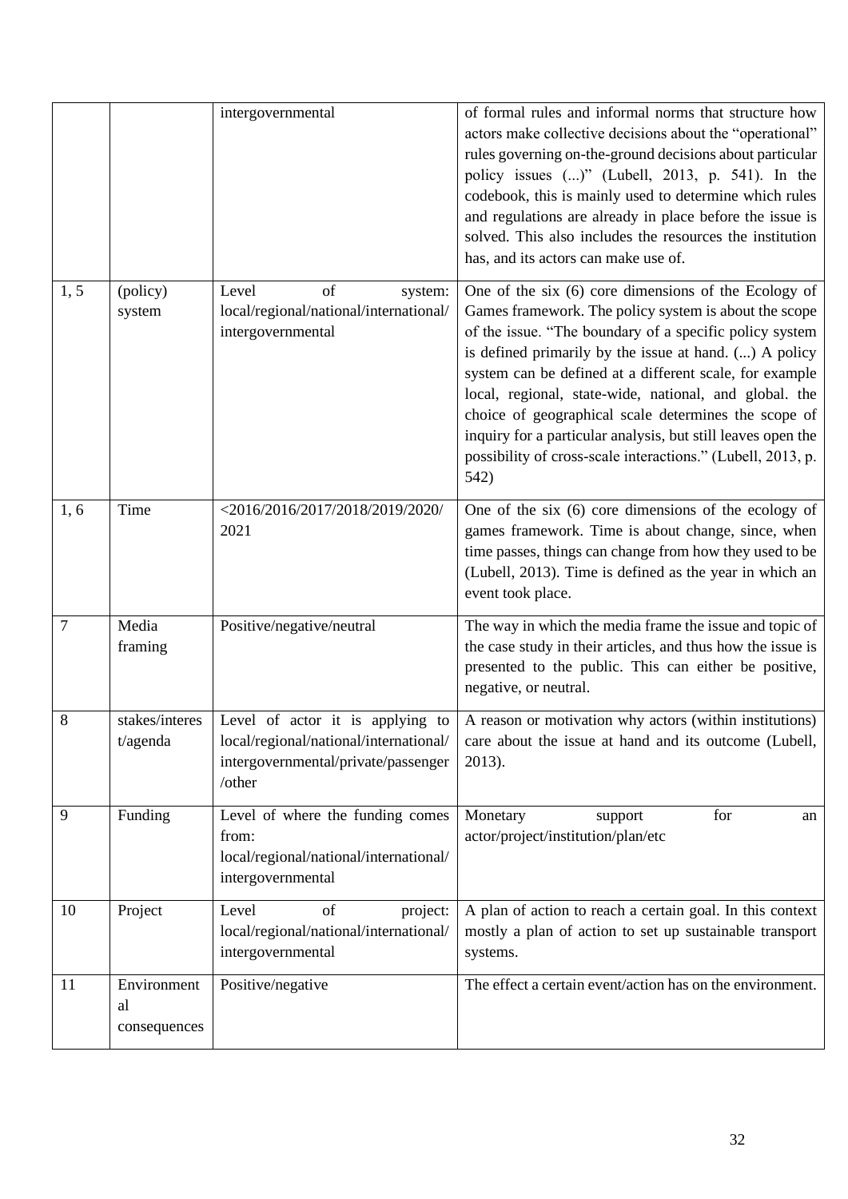| | | intergovernmental | of formal rules and informal norms that structure how actors make collective decisions about the "operational" rules governing on-the-ground decisions about particular policy issues (...)" (Lubell, 2013, p. 541). In the codebook, this is mainly used to determine which rules and regulations are already in place before the issue is solved. This also includes the resources the institution has, and its actors can make use of. |
|---|---|---|---|
| 1, 5 | (policy) system | Level of system: local/regional/national/international/ intergovernmental | One of the six (6) core dimensions of the Ecology of Games framework. The policy system is about the scope of the issue. "The boundary of a specific policy system is defined primarily by the issue at hand. (...) A policy system can be defined at a different scale, for example local, regional, state-wide, national, and global. the choice of geographical scale determines the scope of inquiry for a particular analysis, but still leaves open the possibility of cross-scale interactions." (Lubell, 2013, p. 542) |
| 1, 6 | Time | <2016/2016/2017/2018/2019/2020/ 2021 | One of the six (6) core dimensions of the ecology of games framework. Time is about change, since, when time passes, things can change from how they used to be (Lubell, 2013). Time is defined as the year in which an event took place. |
| 7 | Media framing | Positive/negative/neutral | The way in which the media frame the issue and topic of the case study in their articles, and thus how the issue is presented to the public. This can either be positive, negative, or neutral. |
| 8 | stakes/interest/agenda | Level of actor it is applying to local/regional/national/international/ intergovernmental/private/passenger /other | A reason or motivation why actors (within institutions) care about the issue at hand and its outcome (Lubell, 2013). |
| 9 | Funding | Level of where the funding comes from: local/regional/national/international/ intergovernmental | Monetary support for an actor/project/institution/plan/etc |
| 10 | Project | Level of project: local/regional/national/international/ intergovernmental | A plan of action to reach a certain goal. In this context mostly a plan of action to set up sustainable transport systems. |
| 11 | Environmental consequences | Positive/negative | The effect a certain event/action has on the environment. |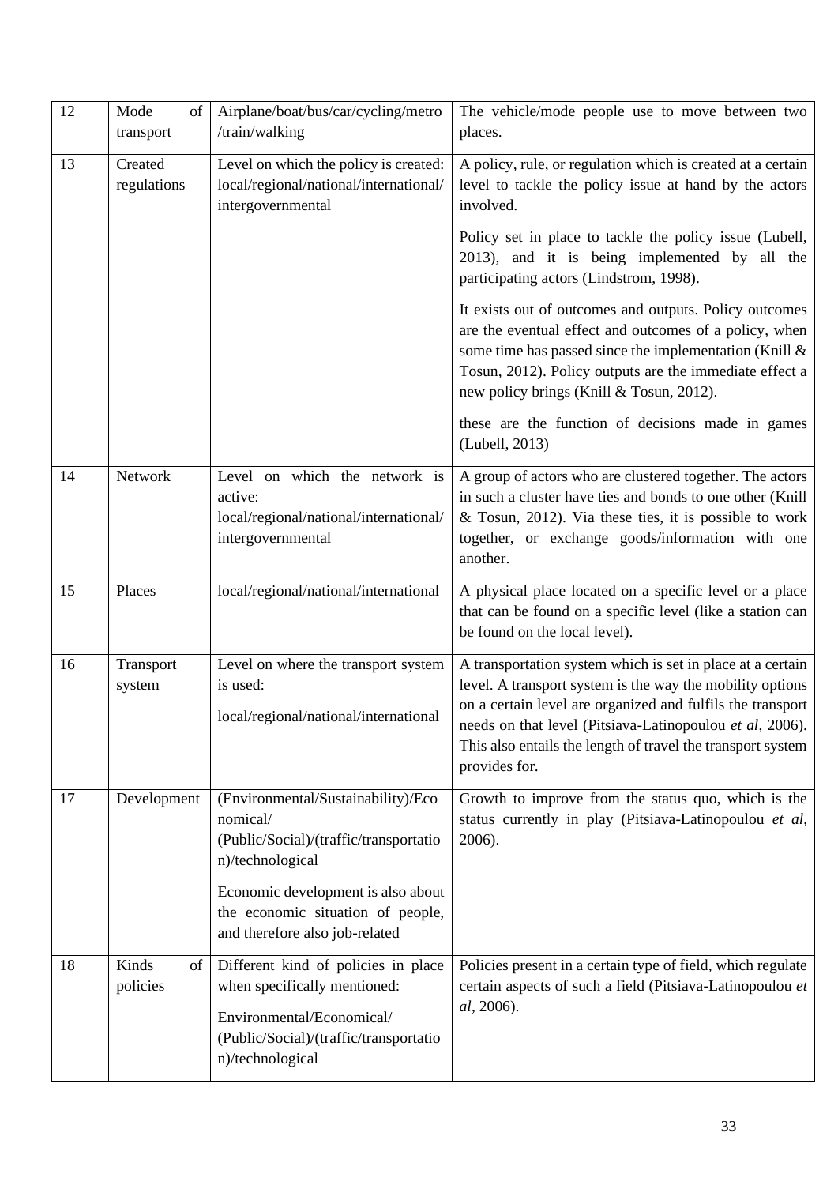| 12 | Mode of transport | Airplane/boat/bus/car/cycling/metro /train/walking | The vehicle/mode people use to move between two places. |
|---|---|---|---|
| 13 | Created regulations | Level on which the policy is created: local/regional/national/international/ intergovernmental | A policy, rule, or regulation which is created at a certain level to tackle the policy issue at hand by the actors involved.<br><br>Policy set in place to tackle the policy issue (Lubell, 2013), and it is being implemented by all the participating actors (Lindstrom, 1998).<br><br>It exists out of outcomes and outputs. Policy outcomes are the eventual effect and outcomes of a policy, when some time has passed since the implementation (Knill & Tosun, 2012). Policy outputs are the immediate effect a new policy brings (Knill & Tosun, 2012).<br><br>these are the function of decisions made in games (Lubell, 2013) |
| 14 | Network | Level on which the network is active: local/regional/national/international/ intergovernmental | A group of actors who are clustered together. The actors in such a cluster have ties and bonds to one other (Knill & Tosun, 2012). Via these ties, it is possible to work together, or exchange goods/information with one another. |
| 15 | Places | local/regional/national/international | A physical place located on a specific level or a place that can be found on a specific level (like a station can be found on the local level). |
| 16 | Transport system | Level on where the transport system is used:<br><br>local/regional/national/international | A transportation system which is set in place at a certain level. A transport system is the way the mobility options on a certain level are organized and fulfils the transport needs on that level (Pitsiava-Latinopoulou *et al*, 2006). This also entails the length of travel the transport system provides for. |
| 17 | Development | (Environmental/Sustainability)/Economical/ (Public/Social)/(traffic/transportation)/technological<br><br>Economic development is also about the economic situation of people, and therefore also job-related | Growth to improve from the status quo, which is the status currently in play (Pitsiava-Latinopoulou *et al*, 2006). |
| 18 | Kinds of policies | Different kind of policies in place when specifically mentioned:<br><br>Environmental/Economical/ (Public/Social)/(traffic/transportation)/technological | Policies present in a certain type of field, which regulate certain aspects of such a field (Pitsiava-Latinopoulou *et al*, 2006). |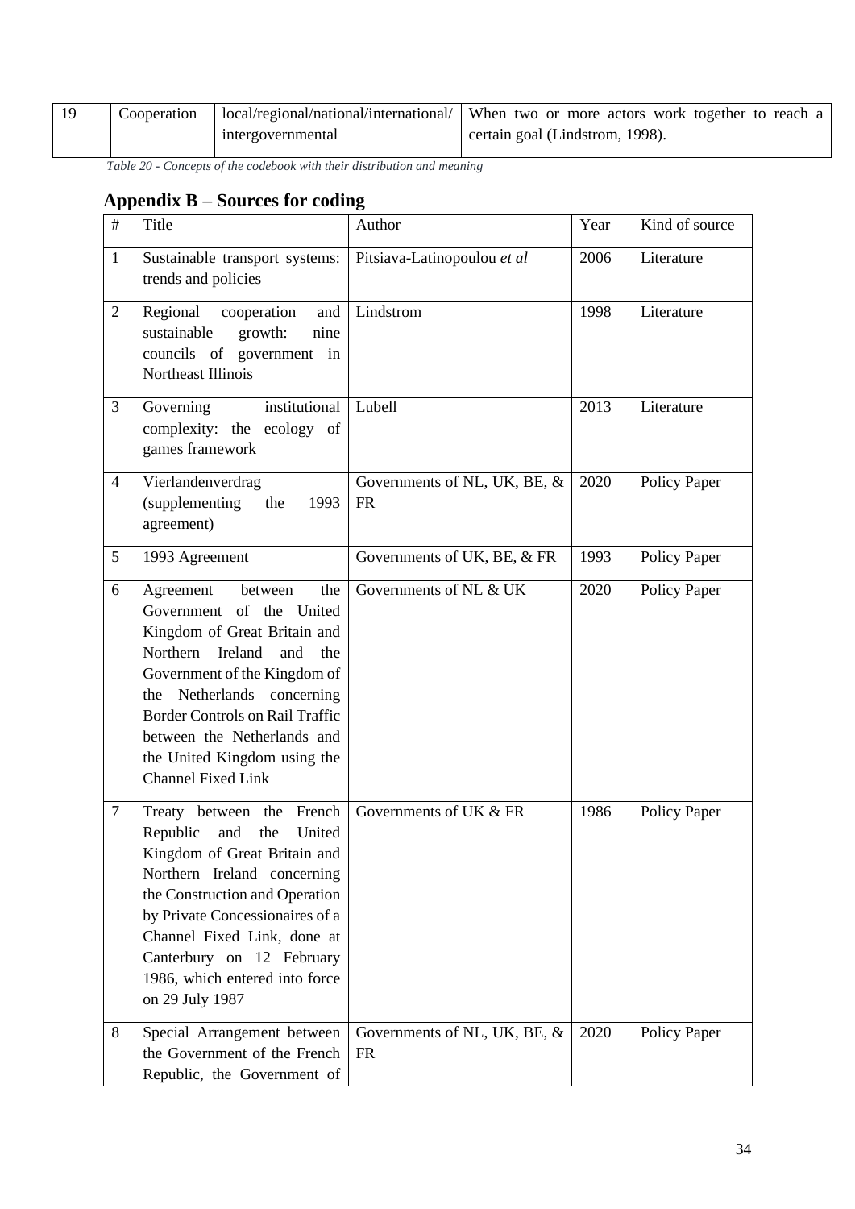| 19 | Cooperation | local/regional/national/international/ intergovernmental | When two or more actors work together to reach a certain goal (Lindstrom, 1998). |
|---|---|---|---|

*Table 20 - Concepts of the codebook with their distribution and meaning*

## Appendix B – Sources for coding

| # | Title | Author | Year | Kind of source |
|---|---|---|---|---|
| 1 | Sustainable transport systems: trends and policies | Pitsiava-Latinopoulou *et al* | 2006 | Literature |
| 2 | Regional cooperation and sustainable growth: nine councils of government in Northeast Illinois | Lindstrom | 1998 | Literature |
| 3 | Governing institutional complexity: the ecology of games framework | Lubell | 2013 | Literature |
| 4 | Vierlandenverdrag (supplementing the 1993 agreement) | Governments of NL, UK, BE, & FR | 2020 | Policy Paper |
| 5 | 1993 Agreement | Governments of UK, BE, & FR | 1993 | Policy Paper |
| 6 | Agreement between the Government of the United Kingdom of Great Britain and Northern Ireland and the Government of the Kingdom of the Netherlands concerning Border Controls on Rail Traffic between the Netherlands and the United Kingdom using the Channel Fixed Link | Governments of NL & UK | 2020 | Policy Paper |
| 7 | Treaty between the French Republic and the United Kingdom of Great Britain and Northern Ireland concerning the Construction and Operation by Private Concessionaires of a Channel Fixed Link, done at Canterbury on 12 February 1986, which entered into force on 29 July 1987 | Governments of UK & FR | 1986 | Policy Paper |
| 8 | Special Arrangement between the Government of the French Republic, the Government of | Governments of NL, UK, BE, & FR | 2020 | Policy Paper |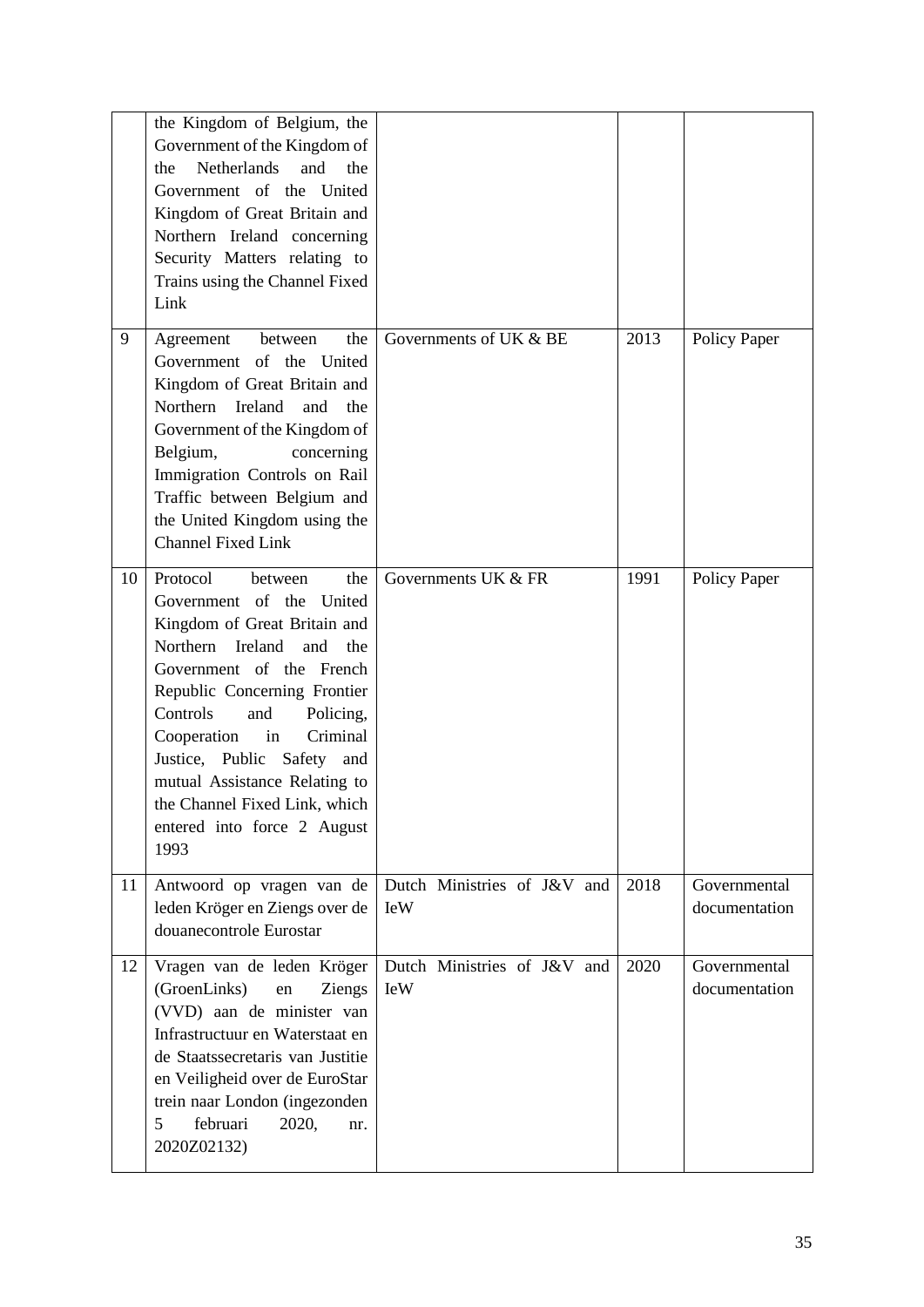|  | the Kingdom of Belgium, the Government of the Kingdom of the Netherlands and the Government of the United Kingdom of Great Britain and Northern Ireland concerning Security Matters relating to Trains using the Channel Fixed Link |  |  |  |
|---|---|---|---|---|
| 9 | Agreement between the Government of the United Kingdom of Great Britain and Northern Ireland and the Government of the Kingdom of Belgium, concerning Immigration Controls on Rail Traffic between Belgium and the United Kingdom using the Channel Fixed Link | Governments of UK & BE | 2013 | Policy Paper |
| 10 | Protocol between the Government of the United Kingdom of Great Britain and Northern Ireland and the Government of the French Republic Concerning Frontier Controls and Policing, Cooperation in Criminal Justice, Public Safety and mutual Assistance Relating to the Channel Fixed Link, which entered into force 2 August 1993 | Governments UK & FR | 1991 | Policy Paper |
| 11 | Antwoord op vragen van de leden Kröger en Ziengs over de douanecontrole Eurostar | Dutch Ministries of J&V and IeW | 2018 | Governmental documentation |
| 12 | Vragen van de leden Kröger (GroenLinks) en Ziengs (VVD) aan de minister van Infrastructuur en Waterstaat en de Staatssecretaris van Justitie en Veiligheid over de EuroStar trein naar London (ingezonden 5 februari 2020, nr. 2020Z02132) | Dutch Ministries of J&V and IeW | 2020 | Governmental documentation |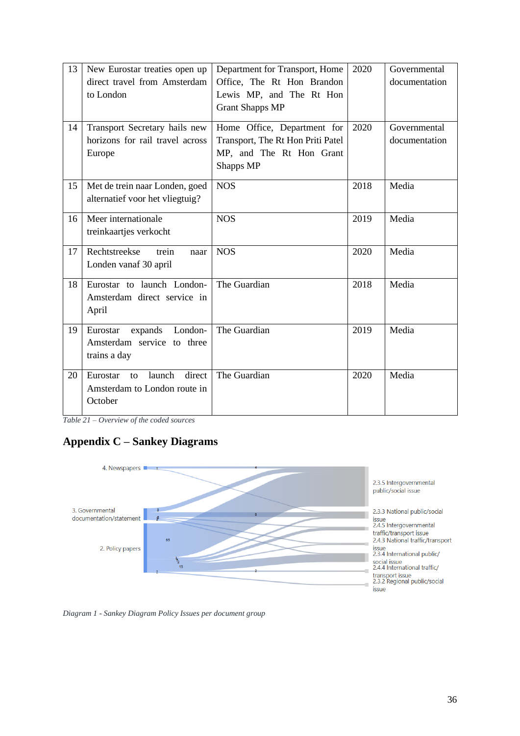| 13 | New Eurostar treaties open up direct travel from Amsterdam to London | Department for Transport, Home Office, The Rt Hon Brandon Lewis MP, and The Rt Hon Grant Shapps MP | 2020 | Governmental documentation |
|---|---|---|---|---|
| 14 | Transport Secretary hails new horizons for rail travel across Europe | Home Office, Department for Transport, The Rt Hon Priti Patel MP, and The Rt Hon Grant Shapps MP | 2020 | Governmental documentation |
| 15 | Met de trein naar Londen, goed alternatief voor het vliegtuig? | NOS | 2018 | Media |
| 16 | Meer internationale treinkaartjes verkocht | NOS | 2019 | Media |
| 17 | Rechtstreekse trein naar Londen vanaf 30 april | NOS | 2020 | Media |
| 18 | Eurostar to launch London-Amsterdam direct service in April | The Guardian | 2018 | Media |
| 19 | Eurostar expands London-Amsterdam service to three trains a day | The Guardian | 2019 | Media |
| 20 | Eurostar to launch direct Amsterdam to London route in October | The Guardian | 2020 | Media |

*Table 21 – Overview of the coded sources*

## Appendix C – Sankey Diagrams

*Diagram 1 - Sankey Diagram Policy Issues per document group*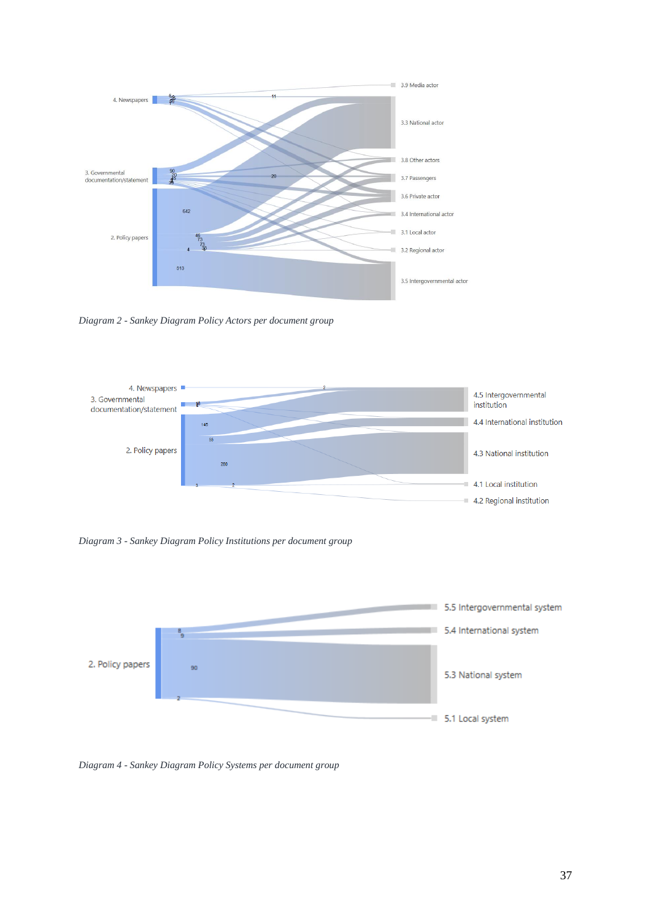4. Newspapers

3. Governmental documentation/statement

2. Policy papers

3.9 Media actor

3.3 National actor

3.8 Other actors

3.7 Passengers

3.6 Private actor

3.4 International actor

3.1 Local actor

3.2 Regional actor

3.5 Intergovernmental actor

11

90

20

642

46

73

73

4

36

513

*Diagram 2 - Sankey Diagram Policy Actors per document group*

4. Newspapers

3. Governmental documentation/statement

2. Policy papers

4.5 Intergovernmental institution

4.4 International institution

4.3 National institution

4.1 Local institution

4.2 Regional institution

2

145

55

280

3

2

*Diagram 3 - Sankey Diagram Policy Institutions per document group*

2. Policy papers

5.5 Intergovernmental system

5.4 International system

5.3 National system

5.1 Local system

8

9

90

2

*Diagram 4 - Sankey Diagram Policy Systems per document group*